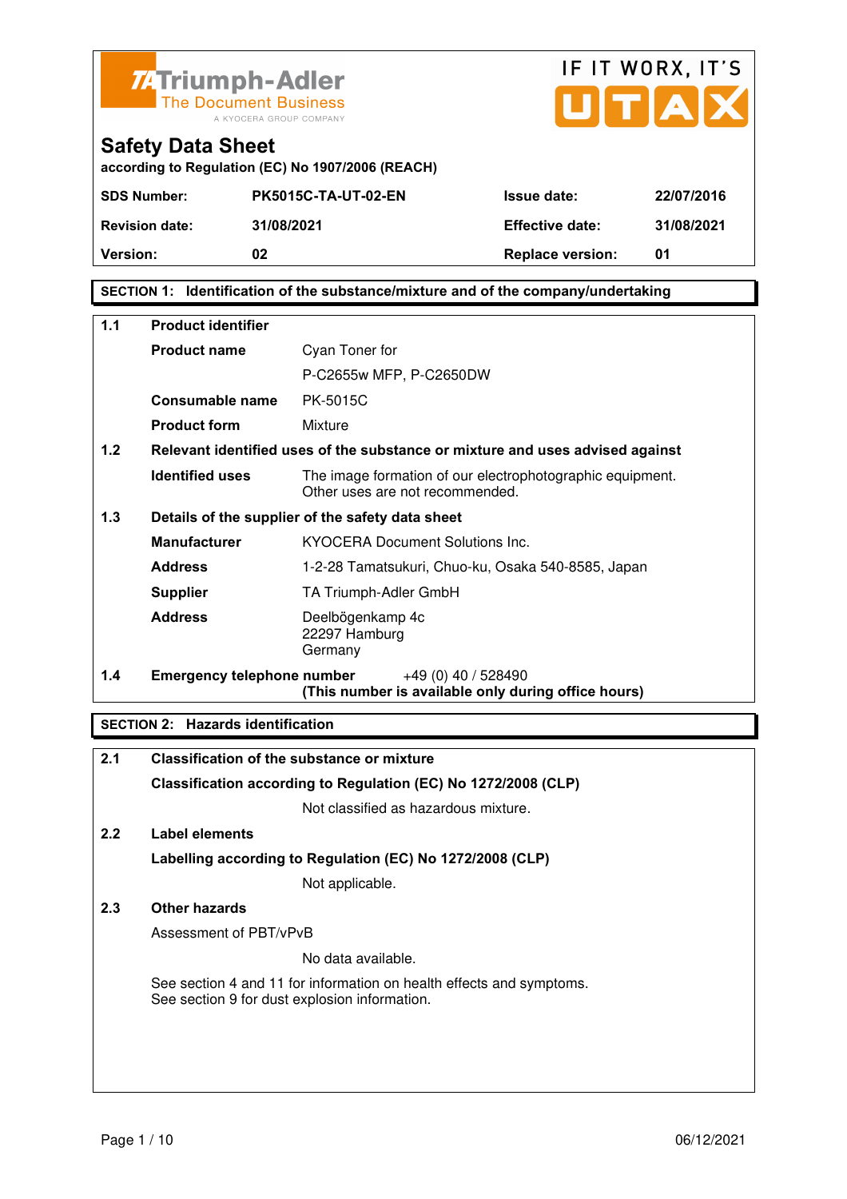Triumph-Adler
The Document Business
A KYOCERA GROUP COMPANY

IF IT WORX, IT'S UTAX

# Safety Data Sheet

according to Regulation (EC) No 1907/2006 (REACH)

| SDS Number: | PK5015C-TA-UT-02-EN | Issue date: | 22/07/2016 |
|---|---|---|---|
| Revision date: | 31/08/2021 | Effective date: | 31/08/2021 |
| Version: | 02 | Replace version: | 01 |

## SECTION 1: Identification of the substance/mixture and of the company/undertaking

**1.1 Product identifier**

| | |
|---|---|
| **Product name** | Cyan Toner for P-C2655w MFP, P-C2650DW |
| **Consumable name** | PK-5015C |
| **Product form** | Mixture |

**1.2 Relevant identified uses of the substance or mixture and uses advised against**

| | |
|---|---|
| **Identified uses** | The image formation of our electrophotographic equipment. Other uses are not recommended. |

**1.3 Details of the supplier of the safety data sheet**

| | |
|---|---|
| **Manufacturer** | KYOCERA Document Solutions Inc. |
| **Address** | 1-2-28 Tamatsukuri, Chuo-ku, Osaka 540-8585, Japan |
| **Supplier** | TA Triumph-Adler GmbH |
| **Address** | Deelbögenkamp 4c<br>22297 Hamburg<br>Germany |

**1.4 Emergency telephone number** +49 (0) 40 / 528490
**(This number is available only during office hours)**

## SECTION 2: Hazards identification

**2.1 Classification of the substance or mixture**

**Classification according to Regulation (EC) No 1272/2008 (CLP)**

Not classified as hazardous mixture.

**2.2 Label elements**

**Labelling according to Regulation (EC) No 1272/2008 (CLP)**

Not applicable.

**2.3 Other hazards**

Assessment of PBT/vPvB

No data available.

See section 4 and 11 for information on health effects and symptoms.
See section 9 for dust explosion information.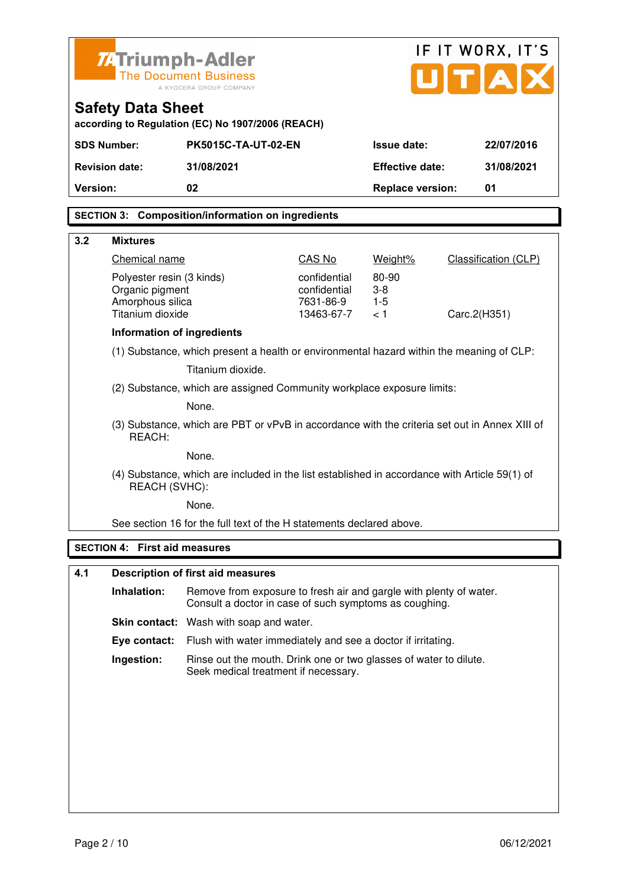Triumph-Adler
The Document Business
A KYOCERA GROUP COMPANY

IF IT WORX, IT'S UTAX

# Safety Data Sheet

**according to Regulation (EC) No 1907/2006 (REACH)**

| **SDS Number:** | **PK5015C-TA-UT-02-EN** | **Issue date:** | **22/07/2016** |
|---|---|---|---|
| **Revision date:** | **31/08/2021** | **Effective date:** | **31/08/2021** |
| **Version:** | **02** | **Replace version:** | **01** |

## SECTION 3: Composition/information on ingredients

### 3.2 Mixtures

| Chemical name | CAS No | Weight% | Classification (CLP) |
|---|---|---|---|
| Polyester resin (3 kinds) | confidential | 80-90 | |
| Organic pigment | confidential | 3-8 | |
| Amorphous silica | 7631-86-9 | 1-5 | |
| Titanium dioxide | 13463-67-7 | < 1 | Carc.2(H351) |

**Information of ingredients**

(1) Substance, which present a health or environmental hazard within the meaning of CLP:

Titanium dioxide.

(2) Substance, which are assigned Community workplace exposure limits:

None.

(3) Substance, which are PBT or vPvB in accordance with the criteria set out in Annex XIII of REACH:

None.

(4) Substance, which are included in the list established in accordance with Article 59(1) of REACH (SVHC):

None.

See section 16 for the full text of the H statements declared above.

## SECTION 4: First aid measures

### 4.1 Description of first aid measures

**Inhalation:** Remove from exposure to fresh air and gargle with plenty of water. Consult a doctor in case of such symptoms as coughing.

**Skin contact:** Wash with soap and water.

**Eye contact:** Flush with water immediately and see a doctor if irritating.

**Ingestion:** Rinse out the mouth. Drink one or two glasses of water to dilute. Seek medical treatment if necessary.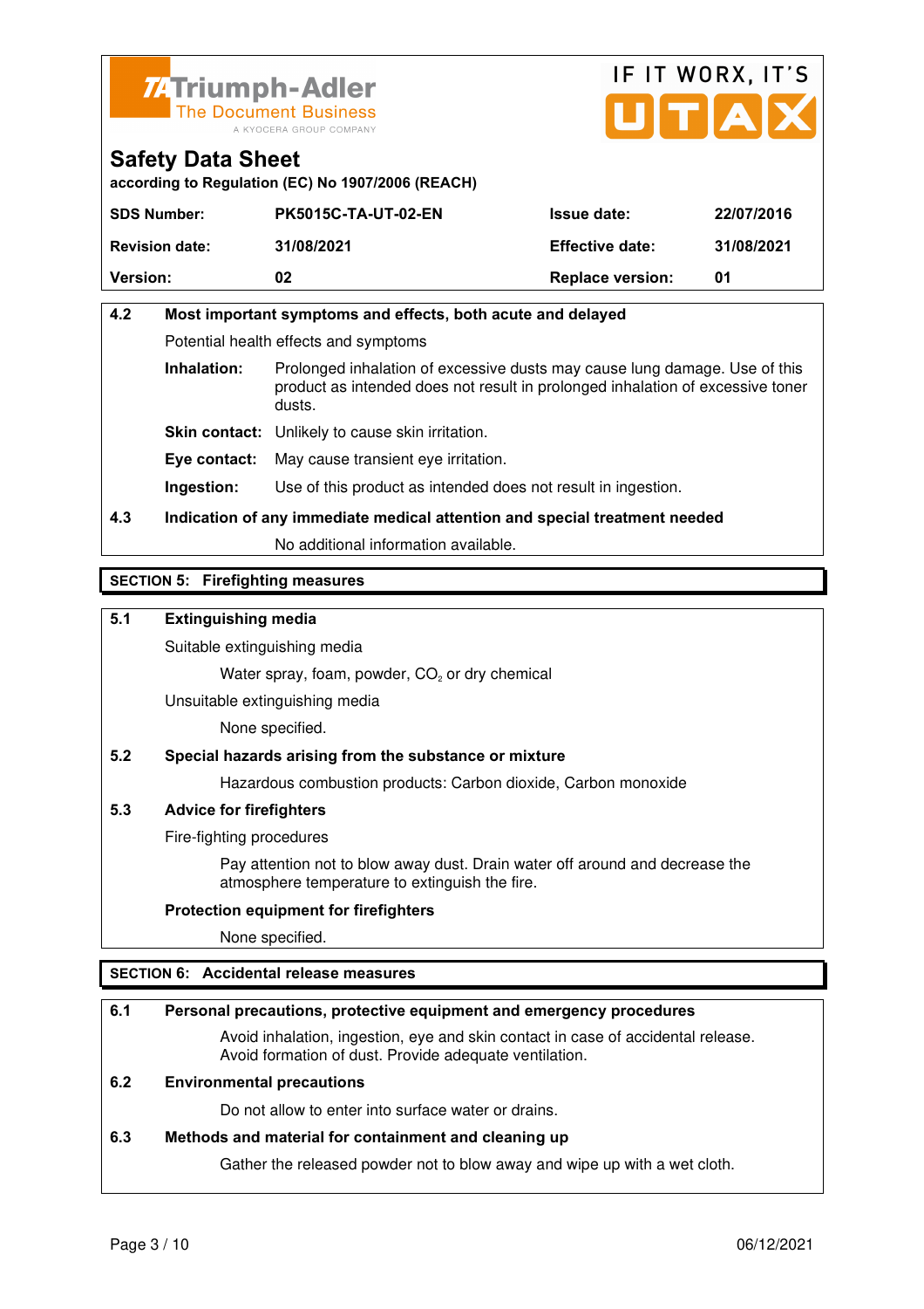**Safety Data Sheet**

according to Regulation (EC) No 1907/2006 (REACH)

| SDS Number: | PK5015C-TA-UT-02-EN | Issue date: | 22/07/2016 |
|---|---|---|---|
| Revision date: | 31/08/2021 | Effective date: | 31/08/2021 |
| Version: | 02 | Replace version: | 01 |

**4.2 Most important symptoms and effects, both acute and delayed**

Potential health effects and symptoms

**Inhalation:** Prolonged inhalation of excessive dusts may cause lung damage. Use of this product as intended does not result in prolonged inhalation of excessive toner dusts.

**Skin contact:** Unlikely to cause skin irritation.

**Eye contact:** May cause transient eye irritation.

**Ingestion:** Use of this product as intended does not result in ingestion.

**4.3 Indication of any immediate medical attention and special treatment needed**

No additional information available.

## SECTION 5: Firefighting measures

**5.1 Extinguishing media**

Suitable extinguishing media

Water spray, foam, powder, $CO_2$ or dry chemical

Unsuitable extinguishing media

None specified.

**5.2 Special hazards arising from the substance or mixture**

Hazardous combustion products: Carbon dioxide, Carbon monoxide

**5.3 Advice for firefighters**

Fire-fighting procedures

Pay attention not to blow away dust. Drain water off around and decrease the atmosphere temperature to extinguish the fire.

**Protection equipment for firefighters**

None specified.

## SECTION 6: Accidental release measures

**6.1 Personal precautions, protective equipment and emergency procedures**

Avoid inhalation, ingestion, eye and skin contact in case of accidental release. Avoid formation of dust. Provide adequate ventilation.

**6.2 Environmental precautions**

Do not allow to enter into surface water or drains.

**6.3 Methods and material for containment and cleaning up**

Gather the released powder not to blow away and wipe up with a wet cloth.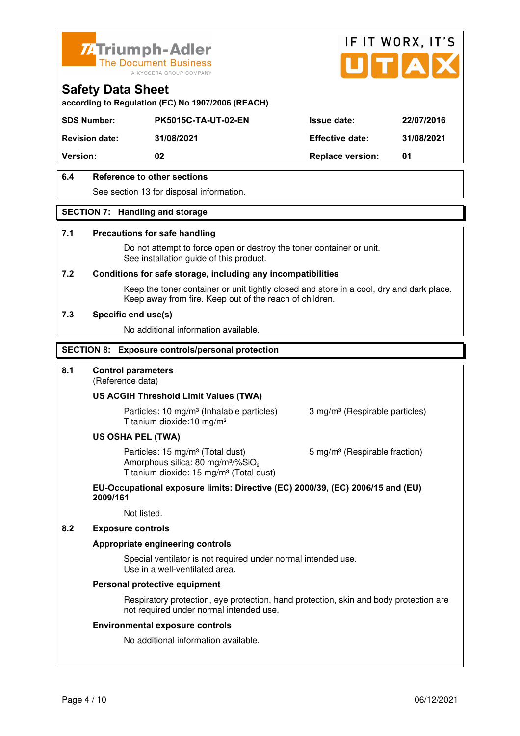Triumph-Adler — The Document Business — A KYOCERA GROUP COMPANY

IF IT WORX, IT'S UTAX

# Safety Data Sheet

according to Regulation (EC) No 1907/2006 (REACH)

| SDS Number: | PK5015C-TA-UT-02-EN | Issue date: | 22/07/2016 |
|---|---|---|---|
| Revision date: | 31/08/2021 | Effective date: | 31/08/2021 |
| Version: | 02 | Replace version: | 01 |

### 6.4 Reference to other sections

See section 13 for disposal information.

## SECTION 7: Handling and storage

### 7.1 Precautions for safe handling

Do not attempt to force open or destroy the toner container or unit.
See installation guide of this product.

### 7.2 Conditions for safe storage, including any incompatibilities

Keep the toner container or unit tightly closed and store in a cool, dry and dark place.
Keep away from fire. Keep out of the reach of children.

### 7.3 Specific end use(s)

No additional information available.

## SECTION 8: Exposure controls/personal protection

### 8.1 Control parameters

(Reference data)

**US ACGIH Threshold Limit Values (TWA)**

Particles: 10 mg/m³ (Inhalable particles) — 3 mg/m³ (Respirable particles)
Titanium dioxide:10 mg/m³

**US OSHA PEL (TWA)**

Particles: 15 mg/m³ (Total dust) — 5 mg/m³ (Respirable fraction)
Amorphous silica: 80 mg/m³/%$SiO_2$
Titanium dioxide: 15 mg/m³ (Total dust)

**EU-Occupational exposure limits: Directive (EC) 2000/39, (EC) 2006/15 and (EU) 2009/161**

Not listed.

### 8.2 Exposure controls

**Appropriate engineering controls**

Special ventilator is not required under normal intended use.
Use in a well-ventilated area.

**Personal protective equipment**

Respiratory protection, eye protection, hand protection, skin and body protection are not required under normal intended use.

**Environmental exposure controls**

No additional information available.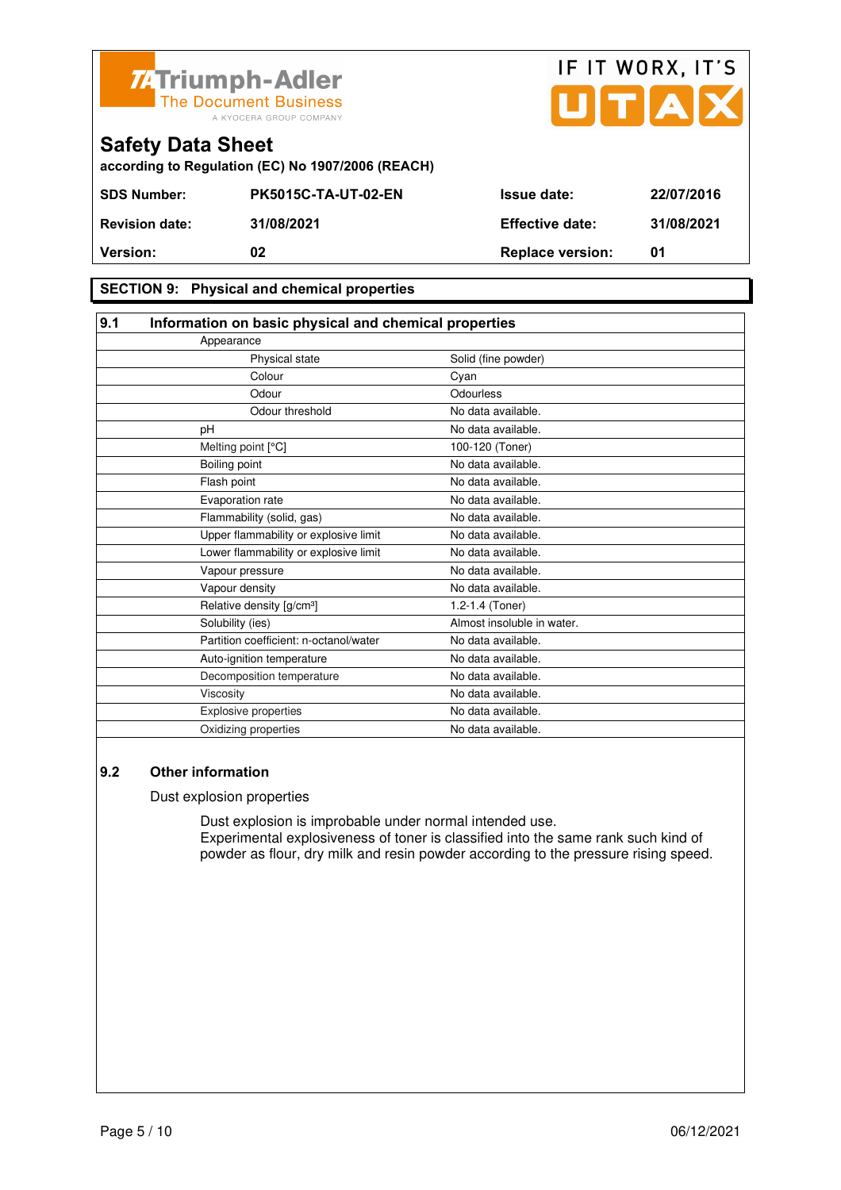Triumph-Adler
The Document Business
A KYOCERA GROUP COMPANY

IF IT WORX, IT'S UTAX

# Safety Data Sheet

**according to Regulation (EC) No 1907/2006 (REACH)**

| | | | |
|---|---|---|---|
| **SDS Number:** | **PK5015C-TA-UT-02-EN** | **Issue date:** | **22/07/2016** |
| **Revision date:** | **31/08/2021** | **Effective date:** | **31/08/2021** |
| **Version:** | **02** | **Replace version:** | **01** |

## SECTION 9: Physical and chemical properties

### 9.1 Information on basic physical and chemical properties

| Property | Value |
|---|---|
| Appearance | |
| Physical state | Solid (fine powder) |
| Colour | Cyan |
| Odour | Odourless |
| Odour threshold | No data available. |
| pH | No data available. |
| Melting point [°C] | 100-120 (Toner) |
| Boiling point | No data available. |
| Flash point | No data available. |
| Evaporation rate | No data available. |
| Flammability (solid, gas) | No data available. |
| Upper flammability or explosive limit | No data available. |
| Lower flammability or explosive limit | No data available. |
| Vapour pressure | No data available. |
| Vapour density | No data available. |
| Relative density [g/cm³] | 1.2-1.4 (Toner) |
| Solubility (ies) | Almost insoluble in water. |
| Partition coefficient: n-octanol/water | No data available. |
| Auto-ignition temperature | No data available. |
| Decomposition temperature | No data available. |
| Viscosity | No data available. |
| Explosive properties | No data available. |
| Oxidizing properties | No data available. |

### 9.2 Other information

Dust explosion properties

Dust explosion is improbable under normal intended use.
Experimental explosiveness of toner is classified into the same rank such kind of powder as flour, dry milk and resin powder according to the pressure rising speed.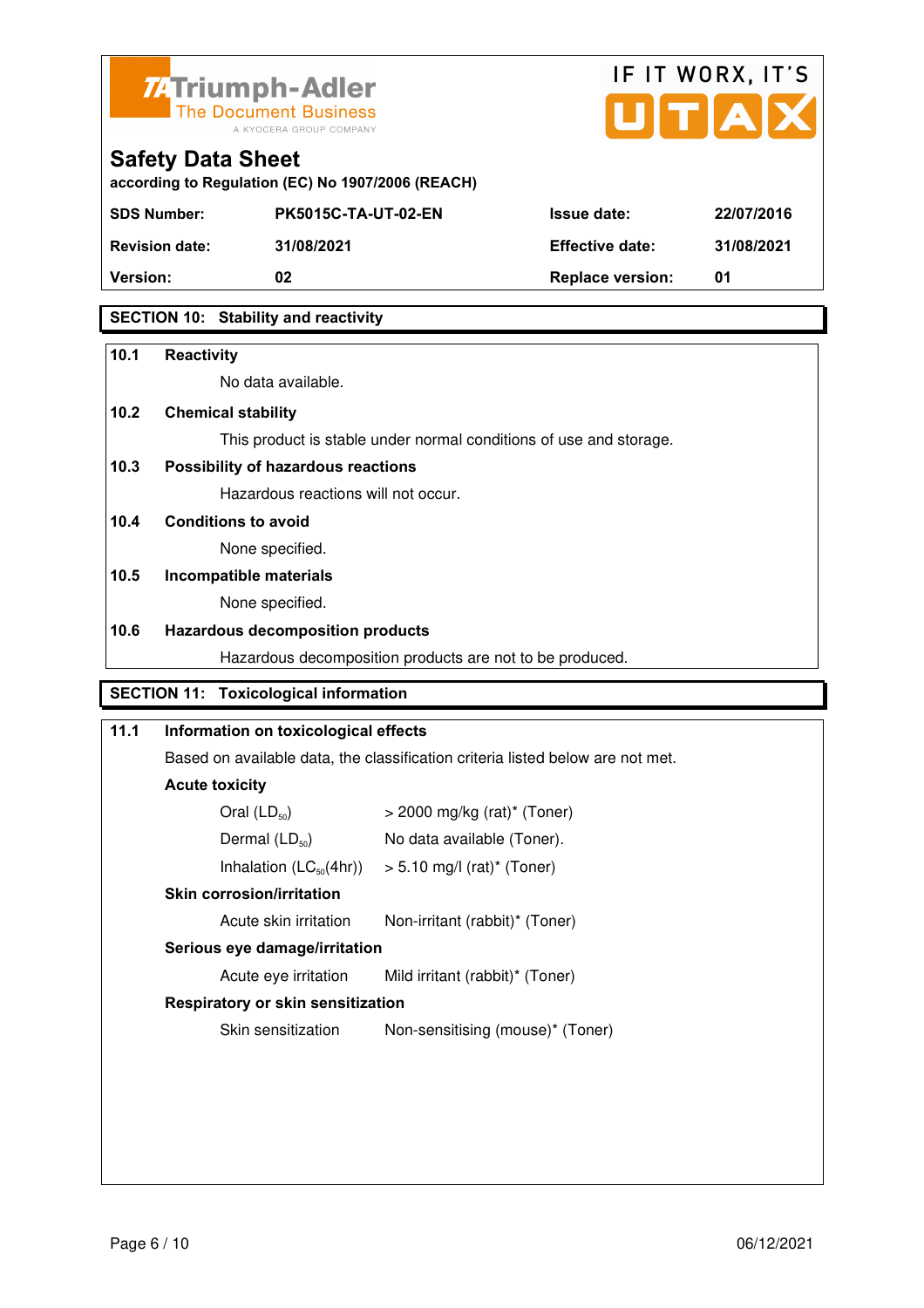# Safety Data Sheet

according to Regulation (EC) No 1907/2006 (REACH)

| SDS Number: | PK5015C-TA-UT-02-EN | Issue date: | 22/07/2016 |
|---|---|---|---|
| Revision date: | 31/08/2021 | Effective date: | 31/08/2021 |
| Version: | 02 | Replace version: | 01 |

## SECTION 10: Stability and reactivity

**10.1 Reactivity**

No data available.

**10.2 Chemical stability**

This product is stable under normal conditions of use and storage.

**10.3 Possibility of hazardous reactions**

Hazardous reactions will not occur.

**10.4 Conditions to avoid**

None specified.

**10.5 Incompatible materials**

None specified.

**10.6 Hazardous decomposition products**

Hazardous decomposition products are not to be produced.

## SECTION 11: Toxicological information

**11.1 Information on toxicological effects**

Based on available data, the classification criteria listed below are not met.

**Acute toxicity**

| | |
|---|---|
| Oral ($LD_{50}$) | > 2000 mg/kg (rat)* (Toner) |
| Dermal ($LD_{50}$) | No data available (Toner). |
| Inhalation ($LC_{50}$(4hr)) | > 5.10 mg/l (rat)* (Toner) |

**Skin corrosion/irritation**

| | |
|---|---|
| Acute skin irritation | Non-irritant (rabbit)* (Toner) |

**Serious eye damage/irritation**

| | |
|---|---|
| Acute eye irritation | Mild irritant (rabbit)* (Toner) |

**Respiratory or skin sensitization**

| | |
|---|---|
| Skin sensitization | Non-sensitising (mouse)* (Toner) |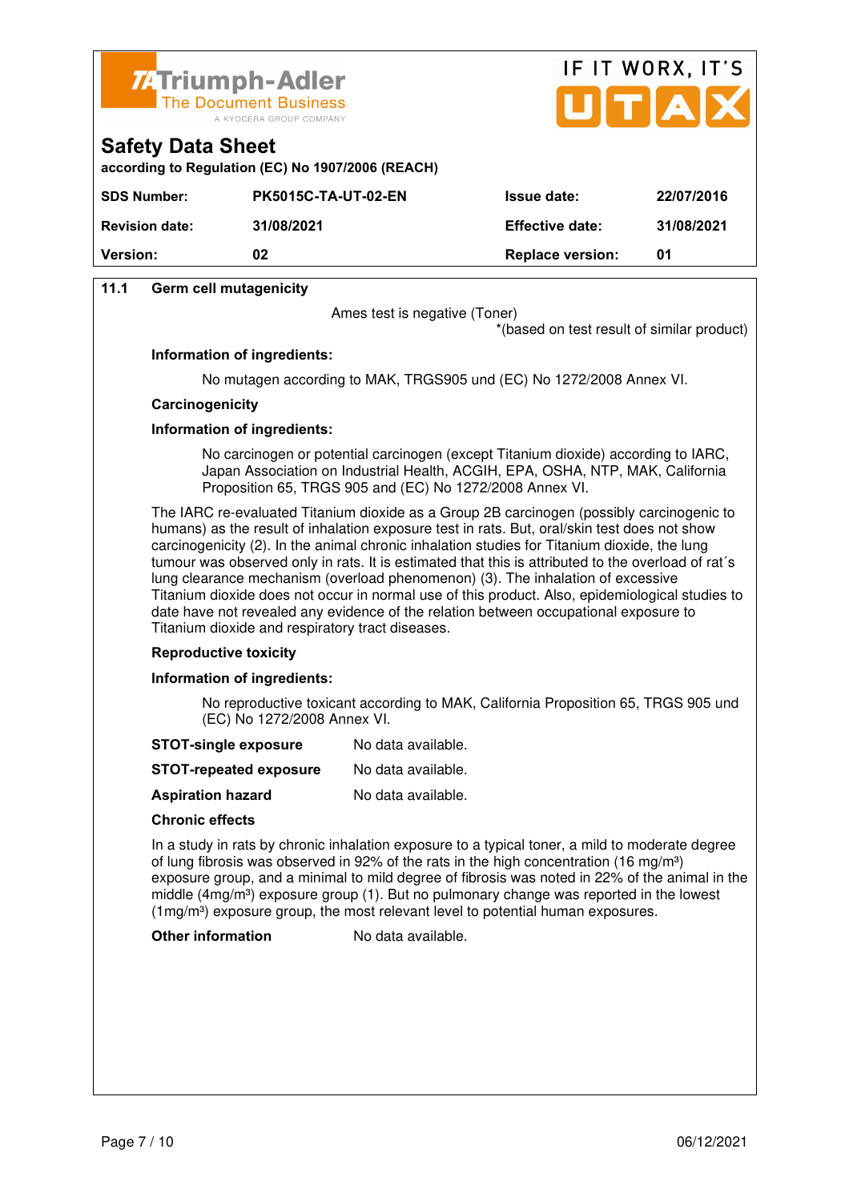**11.1 Germ cell mutagenicity**

Ames test is negative (Toner)

*(based on test result of similar product)

**Information of ingredients:**

No mutagen according to MAK, TRGS905 und (EC) No 1272/2008 Annex VI.

**Carcinogenicity**

**Information of ingredients:**

No carcinogen or potential carcinogen (except Titanium dioxide) according to IARC, Japan Association on Industrial Health, ACGIH, EPA, OSHA, NTP, MAK, California Proposition 65, TRGS 905 and (EC) No 1272/2008 Annex VI.

The IARC re-evaluated Titanium dioxide as a Group 2B carcinogen (possibly carcinogenic to humans) as the result of inhalation exposure test in rats. But, oral/skin test does not show carcinogenicity (2). In the animal chronic inhalation studies for Titanium dioxide, the lung tumour was observed only in rats. It is estimated that this is attributed to the overload of rat´s lung clearance mechanism (overload phenomenon) (3). The inhalation of excessive Titanium dioxide does not occur in normal use of this product. Also, epidemiological studies to date have not revealed any evidence of the relation between occupational exposure to Titanium dioxide and respiratory tract diseases.

**Reproductive toxicity**

**Information of ingredients:**

No reproductive toxicant according to MAK, California Proposition 65, TRGS 905 und (EC) No 1272/2008 Annex VI.

**STOT-single exposure** No data available.

**STOT-repeated exposure** No data available.

**Aspiration hazard** No data available.

**Chronic effects**

In a study in rats by chronic inhalation exposure to a typical toner, a mild to moderate degree of lung fibrosis was observed in 92% of the rats in the high concentration (16 mg/m$^3$) exposure group, and a minimal to mild degree of fibrosis was noted in 22% of the animal in the middle (4mg/m$^3$) exposure group (1). But no pulmonary change was reported in the lowest (1mg/m$^3$) exposure group, the most relevant level to potential human exposures.

**Other information** No data available.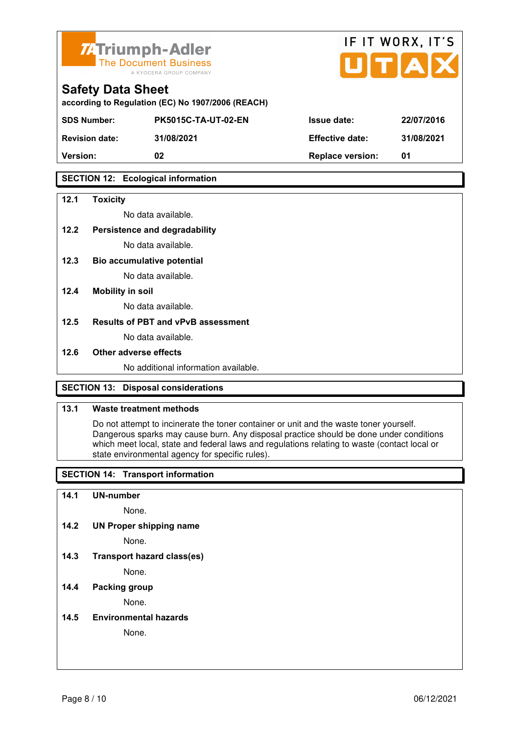# Safety Data Sheet

according to Regulation (EC) No 1907/2006 (REACH)

| SDS Number: | PK5015C-TA-UT-02-EN | Issue date: | 22/07/2016 |
|---|---|---|---|
| Revision date: | 31/08/2021 | Effective date: | 31/08/2021 |
| Version: | 02 | Replace version: | 01 |

## SECTION 12: Ecological information

**12.1 Toxicity**

No data available.

**12.2 Persistence and degradability**

No data available.

**12.3 Bio accumulative potential**

No data available.

**12.4 Mobility in soil**

No data available.

**12.5 Results of PBT and vPvB assessment**

No data available.

**12.6 Other adverse effects**

No additional information available.

## SECTION 13: Disposal considerations

**13.1 Waste treatment methods**

Do not attempt to incinerate the toner container or unit and the waste toner yourself. Dangerous sparks may cause burn. Any disposal practice should be done under conditions which meet local, state and federal laws and regulations relating to waste (contact local or state environmental agency for specific rules).

## SECTION 14: Transport information

**14.1 UN-number**

None.

**14.2 UN Proper shipping name**

None.

**14.3 Transport hazard class(es)**

None.

**14.4 Packing group**

None.

**14.5 Environmental hazards**

None.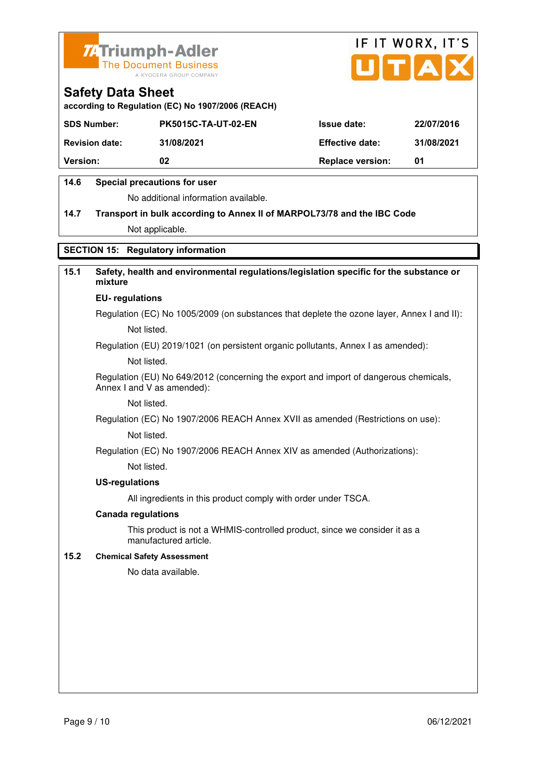| | | | |
|---|---|---|---|
| **SDS Number:** | **PK5015C-TA-UT-02-EN** | **Issue date:** | **22/07/2016** |
| **Revision date:** | **31/08/2021** | **Effective date:** | **31/08/2021** |
| **Version:** | **02** | **Replace version:** | **01** |

**14.6 Special precautions for user**

No additional information available.

**14.7 Transport in bulk according to Annex II of MARPOL73/78 and the IBC Code**

Not applicable.

## SECTION 15: Regulatory information

**15.1 Safety, health and environmental regulations/legislation specific for the substance or mixture**

**EU- regulations**

Regulation (EC) No 1005/2009 (on substances that deplete the ozone layer, Annex I and II):

Not listed.

Regulation (EU) 2019/1021 (on persistent organic pollutants, Annex I as amended):

Not listed.

Regulation (EU) No 649/2012 (concerning the export and import of dangerous chemicals, Annex I and V as amended):

Not listed.

Regulation (EC) No 1907/2006 REACH Annex XVII as amended (Restrictions on use):

Not listed.

Regulation (EC) No 1907/2006 REACH Annex XIV as amended (Authorizations):

Not listed.

**US-regulations**

All ingredients in this product comply with order under TSCA.

**Canada regulations**

This product is not a WHMIS-controlled product, since we consider it as a manufactured article.

**15.2 Chemical Safety Assessment**

No data available.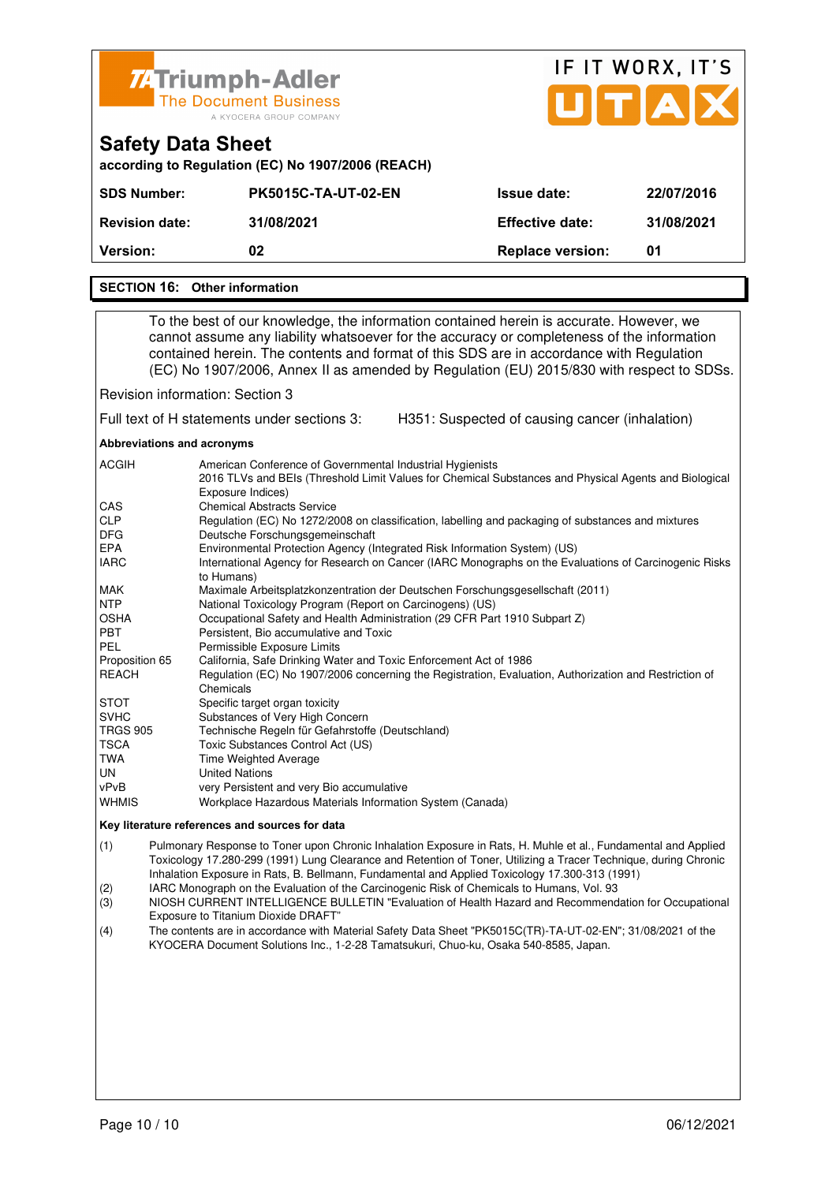Triumph-Adler
The Document Business
A KYOCERA GROUP COMPANY

IF IT WORX, IT'S UTAX

# Safety Data Sheet

**according to Regulation (EC) No 1907/2006 (REACH)**

| SDS Number: | PK5015C-TA-UT-02-EN | Issue date: | 22/07/2016 |
|---|---|---|---|
| Revision date: | 31/08/2021 | Effective date: | 31/08/2021 |
| Version: | 02 | Replace version: | 01 |

## SECTION 16: Other information

To the best of our knowledge, the information contained herein is accurate. However, we cannot assume any liability whatsoever for the accuracy or completeness of the information contained herein. The contents and format of this SDS are in accordance with Regulation (EC) No 1907/2006, Annex II as amended by Regulation (EU) 2015/830 with respect to SDSs.

Revision information: Section 3

Full text of H statements under sections 3: H351: Suspected of causing cancer (inhalation)

**Abbreviations and acronyms**

| | |
|---|---|
| ACGIH | American Conference of Governmental Industrial Hygienists<br>2016 TLVs and BEIs (Threshold Limit Values for Chemical Substances and Physical Agents and Biological Exposure Indices) |
| CAS | Chemical Abstracts Service |
| CLP | Regulation (EC) No 1272/2008 on classification, labelling and packaging of substances and mixtures |
| DFG | Deutsche Forschungsgemeinschaft |
| EPA | Environmental Protection Agency (Integrated Risk Information System) (US) |
| IARC | International Agency for Research on Cancer (IARC Monographs on the Evaluations of Carcinogenic Risks to Humans) |
| MAK | Maximale Arbeitsplatzkonzentration der Deutschen Forschungsgesellschaft (2011) |
| NTP | National Toxicology Program (Report on Carcinogens) (US) |
| OSHA | Occupational Safety and Health Administration (29 CFR Part 1910 Subpart Z) |
| PBT | Persistent, Bio accumulative and Toxic |
| PEL | Permissible Exposure Limits |
| Proposition 65 | California, Safe Drinking Water and Toxic Enforcement Act of 1986 |
| REACH | Regulation (EC) No 1907/2006 concerning the Registration, Evaluation, Authorization and Restriction of Chemicals |
| STOT | Specific target organ toxicity |
| SVHC | Substances of Very High Concern |
| TRGS 905 | Technische Regeln für Gefahrstoffe (Deutschland) |
| TSCA | Toxic Substances Control Act (US) |
| TWA | Time Weighted Average |
| UN | United Nations |
| vPvB | very Persistent and very Bio accumulative |
| WHMIS | Workplace Hazardous Materials Information System (Canada) |

**Key literature references and sources for data**

(1) Pulmonary Response to Toner upon Chronic Inhalation Exposure in Rats, H. Muhle et al., Fundamental and Applied Toxicology 17.280-299 (1991) Lung Clearance and Retention of Toner, Utilizing a Tracer Technique, during Chronic Inhalation Exposure in Rats, B. Bellmann, Fundamental and Applied Toxicology 17.300-313 (1991)

(2) IARC Monograph on the Evaluation of the Carcinogenic Risk of Chemicals to Humans, Vol. 93

(3) NIOSH CURRENT INTELLIGENCE BULLETIN "Evaluation of Health Hazard and Recommendation for Occupational Exposure to Titanium Dioxide DRAFT"

(4) The contents are in accordance with Material Safety Data Sheet "PK5015C(TR)-TA-UT-02-EN"; 31/08/2021 of the KYOCERA Document Solutions Inc., 1-2-28 Tamatsukuri, Chuo-ku, Osaka 540-8585, Japan.

06/12/2021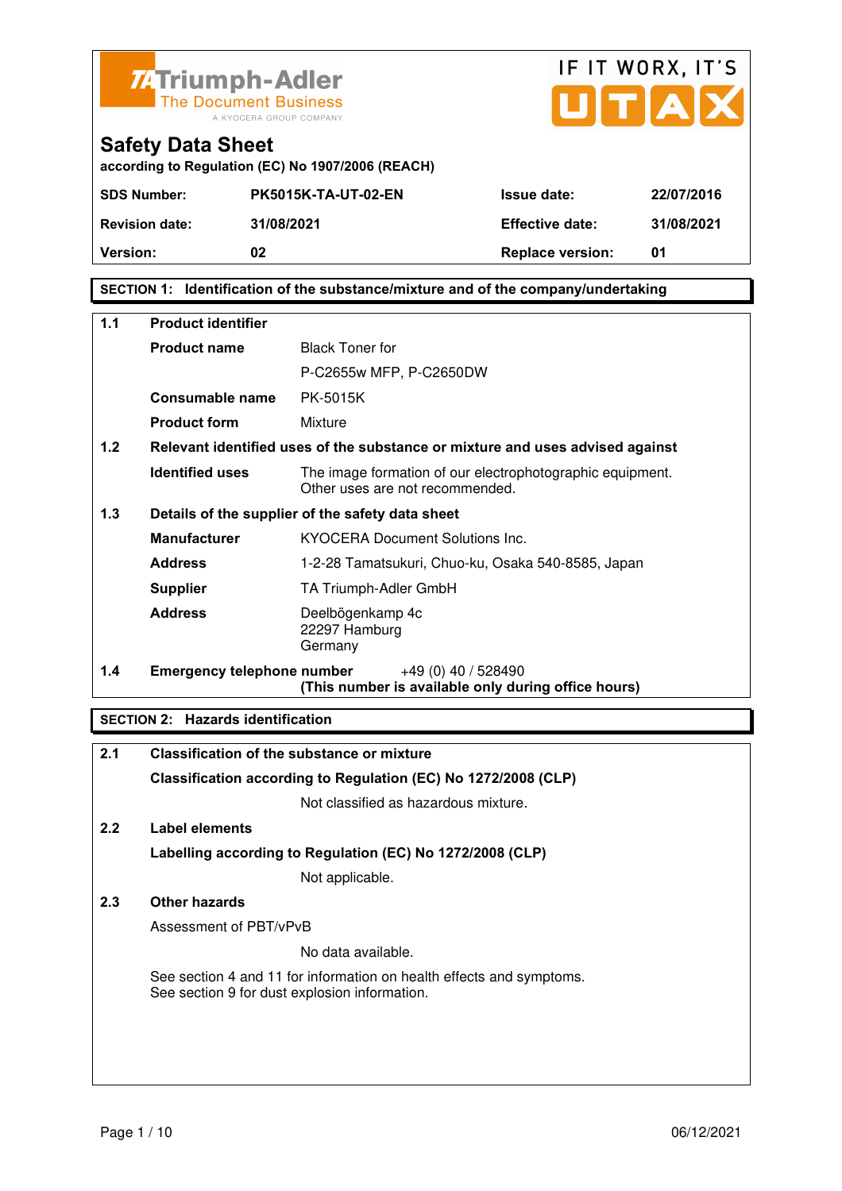Triumph-Adler
The Document Business
A KYOCERA GROUP COMPANY

IF IT WORX, IT'S UTAX

# Safety Data Sheet

according to Regulation (EC) No 1907/2006 (REACH)

| | | | |
|---|---|---|---|
| **SDS Number:** | **PK5015K-TA-UT-02-EN** | **Issue date:** | **22/07/2016** |
| **Revision date:** | **31/08/2021** | **Effective date:** | **31/08/2021** |
| **Version:** | **02** | **Replace version:** | **01** |

## SECTION 1: Identification of the substance/mixture and of the company/undertaking

**1.1 Product identifier**

**Product name**: Black Toner for P-C2655w MFP, P-C2650DW

**Consumable name**: PK-5015K

**Product form**: Mixture

**1.2 Relevant identified uses of the substance or mixture and uses advised against**

**Identified uses**: The image formation of our electrophotographic equipment. Other uses are not recommended.

**1.3 Details of the supplier of the safety data sheet**

**Manufacturer**: KYOCERA Document Solutions Inc.

**Address**: 1-2-28 Tamatsukuri, Chuo-ku, Osaka 540-8585, Japan

**Supplier**: TA Triumph-Adler GmbH

**Address**: Deelbögenkamp 4c
22297 Hamburg
Germany

**1.4 Emergency telephone number** +49 (0) 40 / 528490
**(This number is available only during office hours)**

## SECTION 2: Hazards identification

**2.1 Classification of the substance or mixture**

**Classification according to Regulation (EC) No 1272/2008 (CLP)**

Not classified as hazardous mixture.

**2.2 Label elements**

**Labelling according to Regulation (EC) No 1272/2008 (CLP)**

Not applicable.

**2.3 Other hazards**

Assessment of PBT/vPvB

No data available.

See section 4 and 11 for information on health effects and symptoms.
See section 9 for dust explosion information.

06/12/2021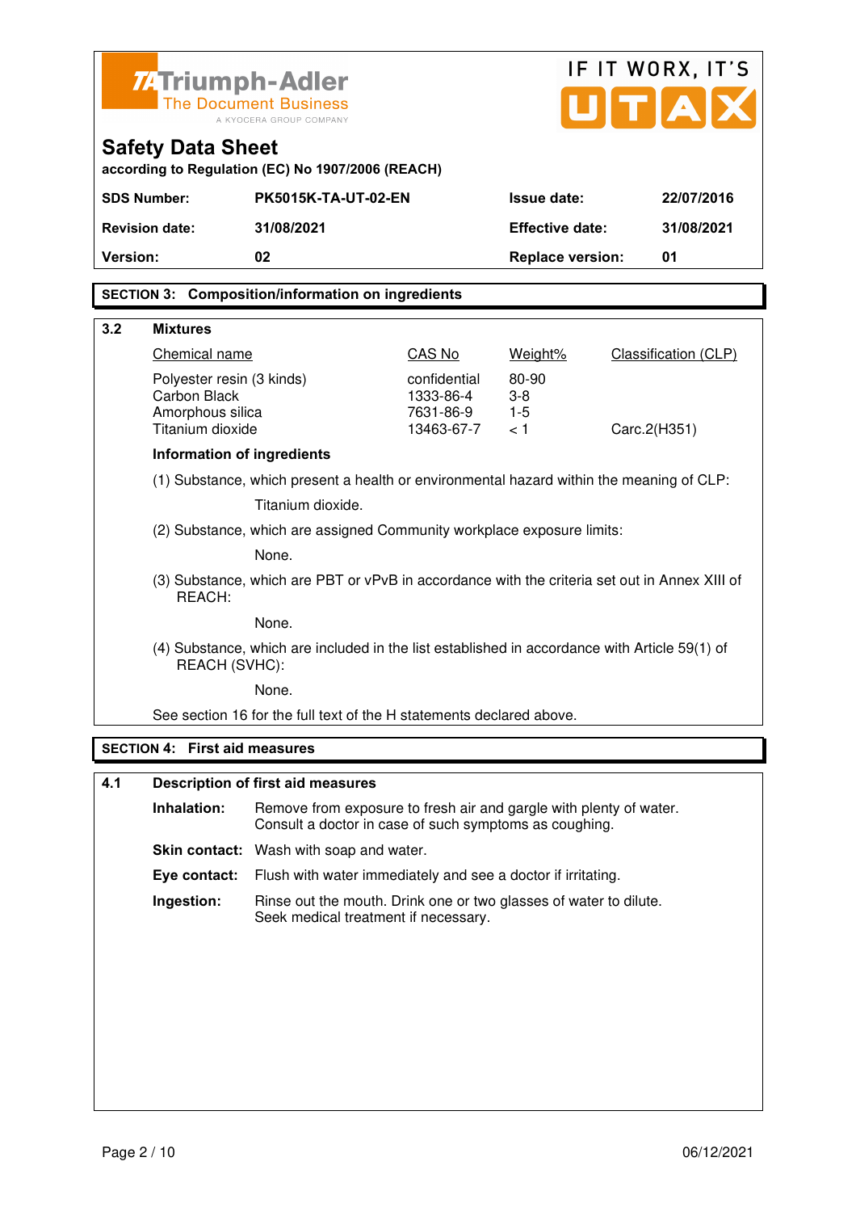Triumph-Adler
The Document Business
A KYOCERA GROUP COMPANY

IF IT WORX, IT'S UTAX

# Safety Data Sheet

according to Regulation (EC) No 1907/2006 (REACH)

| SDS Number: | PK5015K-TA-UT-02-EN | Issue date: | 22/07/2016 |
|---|---|---|---|
| Revision date: | 31/08/2021 | Effective date: | 31/08/2021 |
| Version: | 02 | Replace version: | 01 |

## SECTION 3: Composition/information on ingredients

### 3.2 Mixtures

| Chemical name | CAS No | Weight% | Classification (CLP) |
|---|---|---|---|
| Polyester resin (3 kinds) | confidential | 80-90 | |
| Carbon Black | 1333-86-4 | 3-8 | |
| Amorphous silica | 7631-86-9 | 1-5 | |
| Titanium dioxide | 13463-67-7 | < 1 | Carc.2(H351) |

**Information of ingredients**

(1) Substance, which present a health or environmental hazard within the meaning of CLP:

Titanium dioxide.

(2) Substance, which are assigned Community workplace exposure limits:

None.

(3) Substance, which are PBT or vPvB in accordance with the criteria set out in Annex XIII of REACH:

None.

(4) Substance, which are included in the list established in accordance with Article 59(1) of REACH (SVHC):

None.

See section 16 for the full text of the H statements declared above.

## SECTION 4: First aid measures

### 4.1 Description of first aid measures

**Inhalation:** Remove from exposure to fresh air and gargle with plenty of water. Consult a doctor in case of such symptoms as coughing.

**Skin contact:** Wash with soap and water.

**Eye contact:** Flush with water immediately and see a doctor if irritating.

**Ingestion:** Rinse out the mouth. Drink one or two glasses of water to dilute. Seek medical treatment if necessary.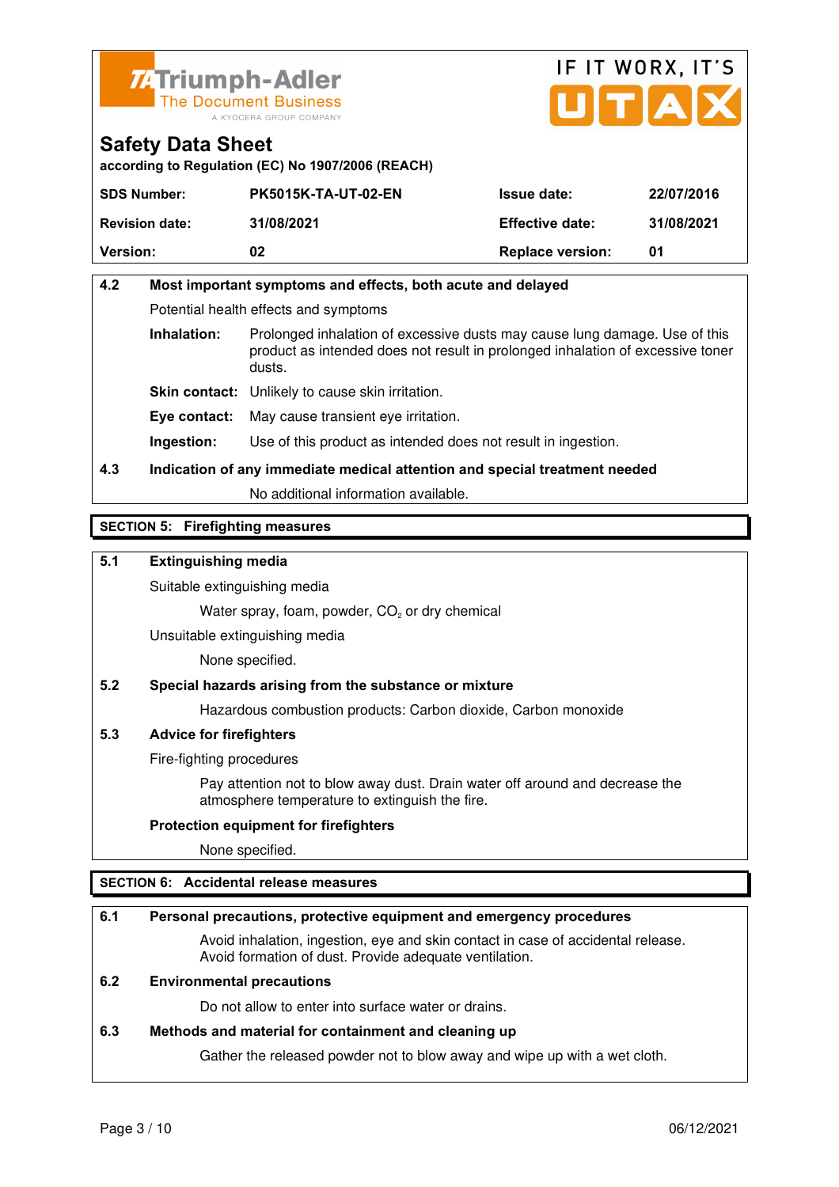## Safety Data Sheet

according to Regulation (EC) No 1907/2006 (REACH)

| SDS Number: | PK5015K-TA-UT-02-EN | Issue date: | 22/07/2016 |
|---|---|---|---|
| Revision date: | 31/08/2021 | Effective date: | 31/08/2021 |
| Version: | 02 | Replace version: | 01 |

**4.2 Most important symptoms and effects, both acute and delayed**

Potential health effects and symptoms

**Inhalation:** Prolonged inhalation of excessive dusts may cause lung damage. Use of this product as intended does not result in prolonged inhalation of excessive toner dusts.

**Skin contact:** Unlikely to cause skin irritation.

**Eye contact:** May cause transient eye irritation.

**Ingestion:** Use of this product as intended does not result in ingestion.

**4.3 Indication of any immediate medical attention and special treatment needed**

No additional information available.

## SECTION 5: Firefighting measures

**5.1 Extinguishing media**

Suitable extinguishing media

Water spray, foam, powder, $CO_2$ or dry chemical

Unsuitable extinguishing media

None specified.

**5.2 Special hazards arising from the substance or mixture**

Hazardous combustion products: Carbon dioxide, Carbon monoxide

**5.3 Advice for firefighters**

Fire-fighting procedures

Pay attention not to blow away dust. Drain water off around and decrease the atmosphere temperature to extinguish the fire.

**Protection equipment for firefighters**

None specified.

## SECTION 6: Accidental release measures

**6.1 Personal precautions, protective equipment and emergency procedures**

Avoid inhalation, ingestion, eye and skin contact in case of accidental release. Avoid formation of dust. Provide adequate ventilation.

**6.2 Environmental precautions**

Do not allow to enter into surface water or drains.

**6.3 Methods and material for containment and cleaning up**

Gather the released powder not to blow away and wipe up with a wet cloth.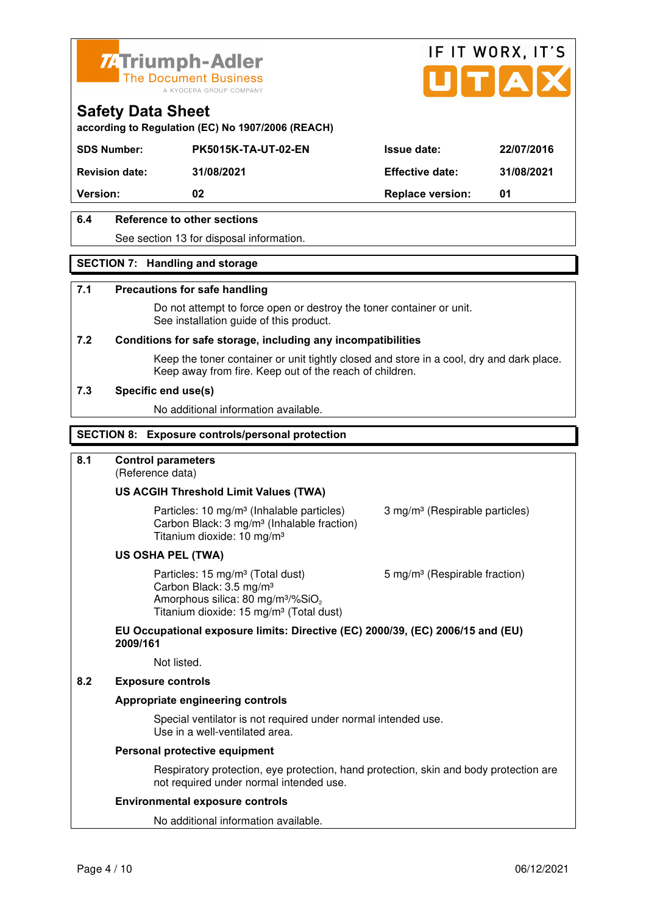**Safety Data Sheet**
according to Regulation (EC) No 1907/2006 (REACH)

| SDS Number: | PK5015K-TA-UT-02-EN | Issue date: | 22/07/2016 |
| --- | --- | --- | --- |
| Revision date: | 31/08/2021 | Effective date: | 31/08/2021 |
| Version: | 02 | Replace version: | 01 |

### 6.4 Reference to other sections

See section 13 for disposal information.

## SECTION 7: Handling and storage

### 7.1 Precautions for safe handling

Do not attempt to force open or destroy the toner container or unit.
See installation guide of this product.

### 7.2 Conditions for safe storage, including any incompatibilities

Keep the toner container or unit tightly closed and store in a cool, dry and dark place.
Keep away from fire. Keep out of the reach of children.

### 7.3 Specific end use(s)

No additional information available.

## SECTION 8: Exposure controls/personal protection

### 8.1 Control parameters

(Reference data)

**US ACGIH Threshold Limit Values (TWA)**

Particles: 10 mg/m³ (Inhalable particles) 3 mg/m³ (Respirable particles)
Carbon Black: 3 mg/m³ (Inhalable fraction)
Titanium dioxide: 10 mg/m³

**US OSHA PEL (TWA)**

Particles: 15 mg/m³ (Total dust) 5 mg/m³ (Respirable fraction)
Carbon Black: 3.5 mg/m³
Amorphous silica: 80 mg/m³/%$SiO_2$
Titanium dioxide: 15 mg/m³ (Total dust)

**EU Occupational exposure limits: Directive (EC) 2000/39, (EC) 2006/15 and (EU) 2009/161**

Not listed.

### 8.2 Exposure controls

**Appropriate engineering controls**

Special ventilator is not required under normal intended use.
Use in a well-ventilated area.

**Personal protective equipment**

Respiratory protection, eye protection, hand protection, skin and body protection are not required under normal intended use.

**Environmental exposure controls**

No additional information available.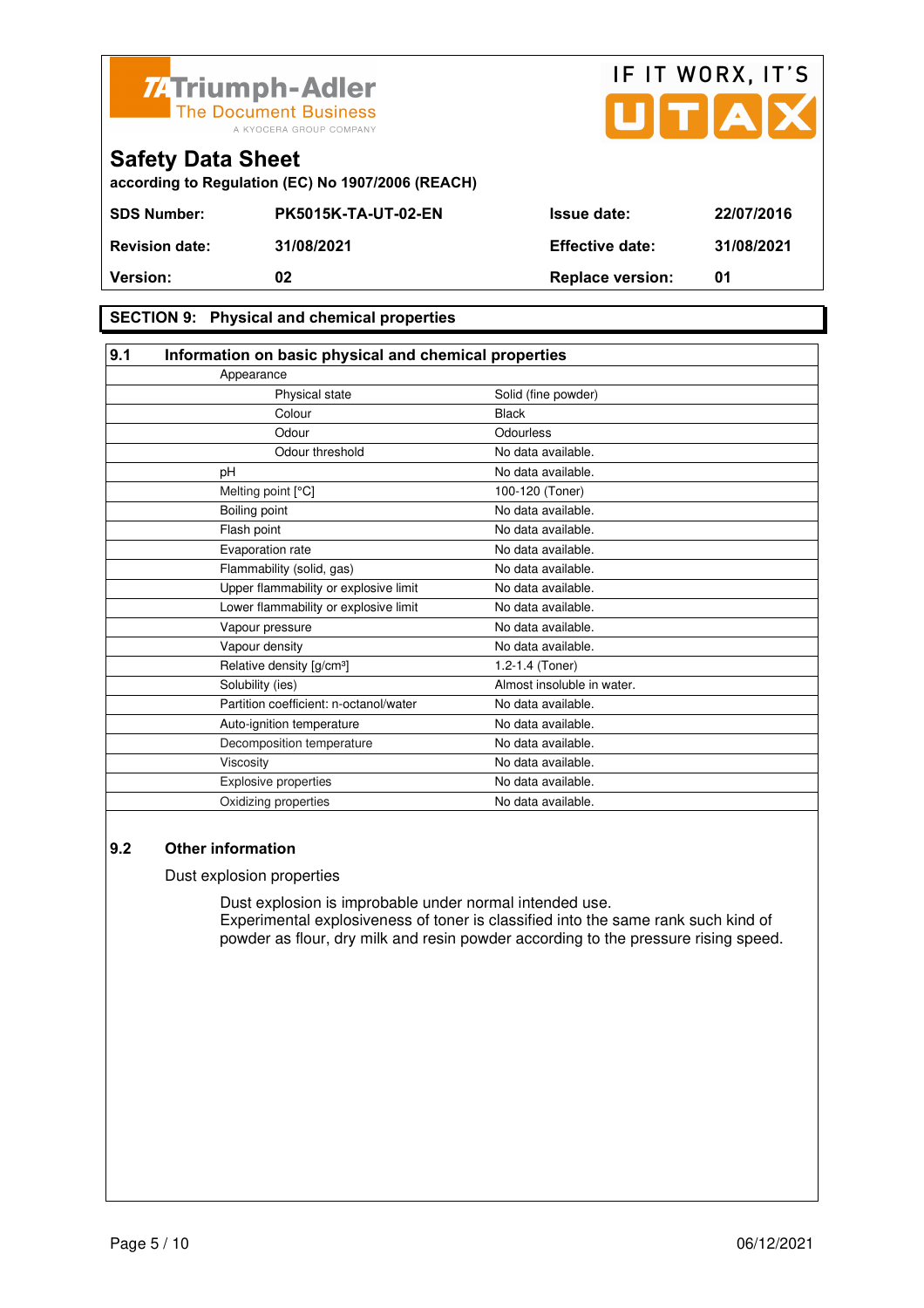# Safety Data Sheet

according to Regulation (EC) No 1907/2006 (REACH)

| SDS Number: | PK5015K-TA-UT-02-EN | Issue date: | 22/07/2016 |
|---|---|---|---|
| Revision date: | 31/08/2021 | Effective date: | 31/08/2021 |
| Version: | 02 | Replace version: | 01 |

## SECTION 9: Physical and chemical properties

### 9.1 Information on basic physical and chemical properties

| Property | Value |
|---|---|
| Appearance | |
| Physical state | Solid (fine powder) |
| Colour | Black |
| Odour | Odourless |
| Odour threshold | No data available. |
| pH | No data available. |
| Melting point [°C] | 100-120 (Toner) |
| Boiling point | No data available. |
| Flash point | No data available. |
| Evaporation rate | No data available. |
| Flammability (solid, gas) | No data available. |
| Upper flammability or explosive limit | No data available. |
| Lower flammability or explosive limit | No data available. |
| Vapour pressure | No data available. |
| Vapour density | No data available. |
| Relative density [g/cm³] | 1.2-1.4 (Toner) |
| Solubility (ies) | Almost insoluble in water. |
| Partition coefficient: n-octanol/water | No data available. |
| Auto-ignition temperature | No data available. |
| Decomposition temperature | No data available. |
| Viscosity | No data available. |
| Explosive properties | No data available. |
| Oxidizing properties | No data available. |

### 9.2 Other information

Dust explosion properties

Dust explosion is improbable under normal intended use.
Experimental explosiveness of toner is classified into the same rank such kind of powder as flour, dry milk and resin powder according to the pressure rising speed.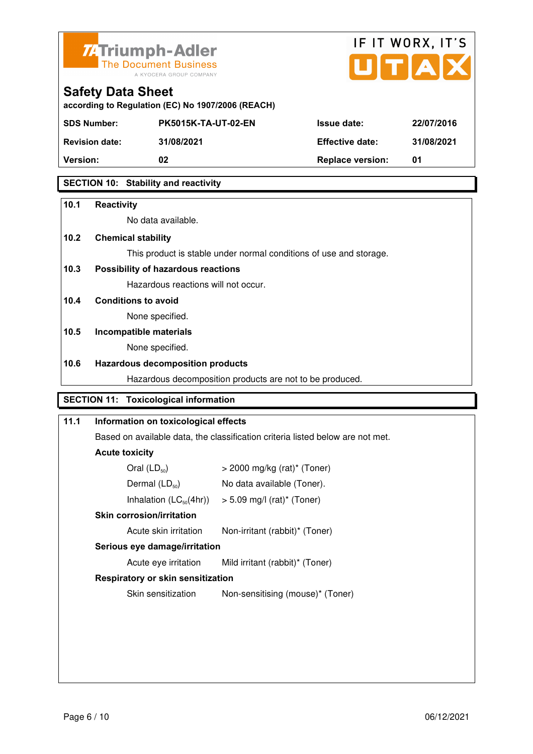**Safety Data Sheet**

according to Regulation (EC) No 1907/2006 (REACH)

| SDS Number: | PK5015K-TA-UT-02-EN | Issue date: | 22/07/2016 |
| --- | --- | --- | --- |
| Revision date: | 31/08/2021 | Effective date: | 31/08/2021 |
| Version: | 02 | Replace version: | 01 |

## SECTION 10: Stability and reactivity

**10.1 Reactivity**

No data available.

**10.2 Chemical stability**

This product is stable under normal conditions of use and storage.

**10.3 Possibility of hazardous reactions**

Hazardous reactions will not occur.

**10.4 Conditions to avoid**

None specified.

**10.5 Incompatible materials**

None specified.

**10.6 Hazardous decomposition products**

Hazardous decomposition products are not to be produced.

## SECTION 11: Toxicological information

**11.1 Information on toxicological effects**

Based on available data, the classification criteria listed below are not met.

**Acute toxicity**

| | |
| --- | --- |
| Oral ($LD_{50}$) | > 2000 mg/kg (rat)* (Toner) |
| Dermal ($LD_{50}$) | No data available (Toner). |
| Inhalation ($LC_{50}$(4hr)) | > 5.09 mg/l (rat)* (Toner) |

**Skin corrosion/irritation**

| | |
| --- | --- |
| Acute skin irritation | Non-irritant (rabbit)* (Toner) |

**Serious eye damage/irritation**

| | |
| --- | --- |
| Acute eye irritation | Mild irritant (rabbit)* (Toner) |

**Respiratory or skin sensitization**

| | |
| --- | --- |
| Skin sensitization | Non-sensitising (mouse)* (Toner) |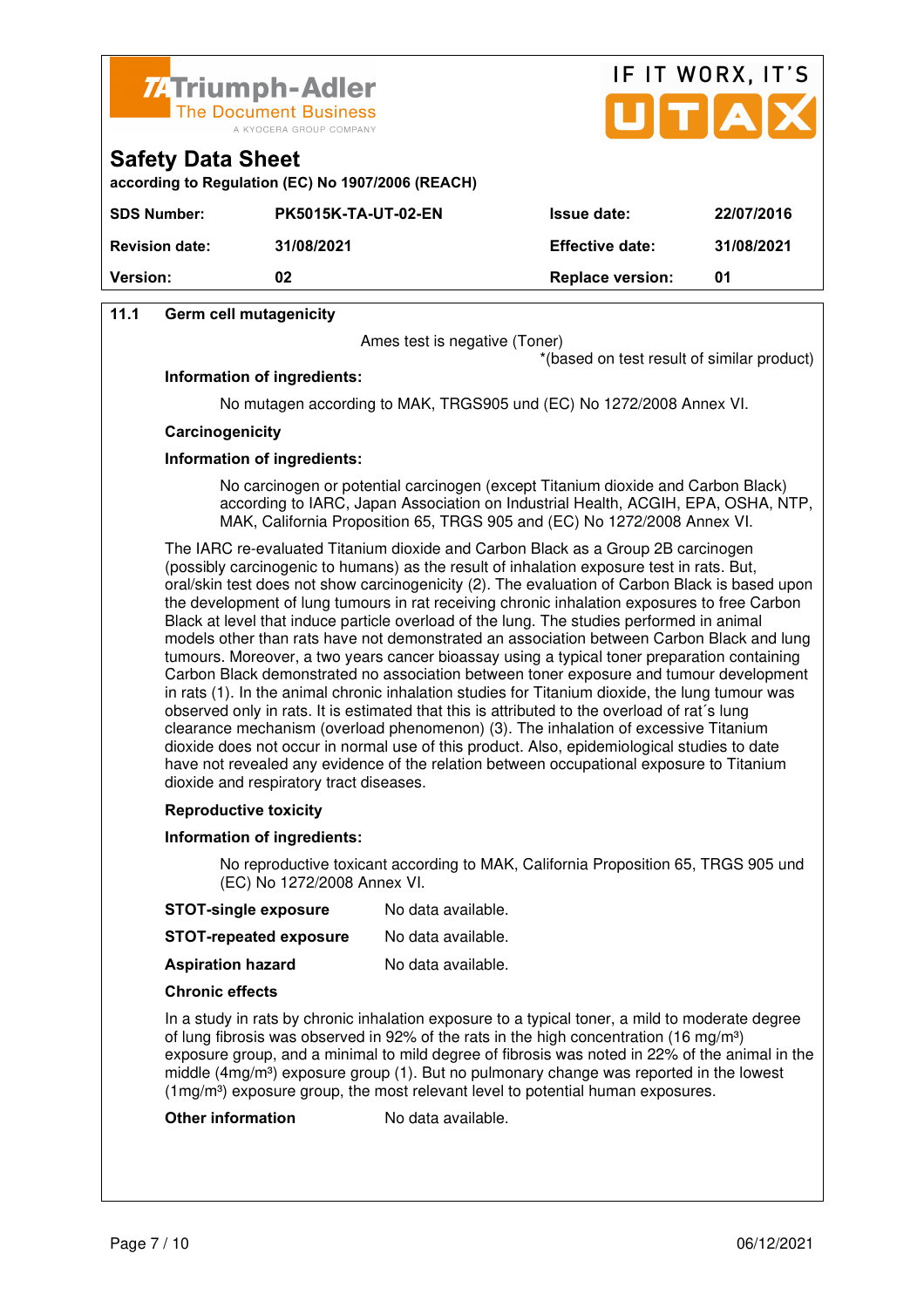| SDS Number: | PK5015K-TA-UT-02-EN | Issue date: | 22/07/2016 |
|---|---|---|---|
| Revision date: | 31/08/2021 | Effective date: | 31/08/2021 |
| Version: | 02 | Replace version: | 01 |

**11.1 Germ cell mutagenicity**

Ames test is negative (Toner)

*(based on test result of similar product)

**Information of ingredients:**

No mutagen according to MAK, TRGS905 und (EC) No 1272/2008 Annex VI.

**Carcinogenicity**

**Information of ingredients:**

No carcinogen or potential carcinogen (except Titanium dioxide and Carbon Black) according to IARC, Japan Association on Industrial Health, ACGIH, EPA, OSHA, NTP, MAK, California Proposition 65, TRGS 905 and (EC) No 1272/2008 Annex VI.

The IARC re-evaluated Titanium dioxide and Carbon Black as a Group 2B carcinogen (possibly carcinogenic to humans) as the result of inhalation exposure test in rats. But, oral/skin test does not show carcinogenicity (2). The evaluation of Carbon Black is based upon the development of lung tumours in rat receiving chronic inhalation exposures to free Carbon Black at level that induce particle overload of the lung. The studies performed in animal models other than rats have not demonstrated an association between Carbon Black and lung tumours. Moreover, a two years cancer bioassay using a typical toner preparation containing Carbon Black demonstrated no association between toner exposure and tumour development in rats (1). In the animal chronic inhalation studies for Titanium dioxide, the lung tumour was observed only in rats. It is estimated that this is attributed to the overload of rat´s lung clearance mechanism (overload phenomenon) (3). The inhalation of excessive Titanium dioxide does not occur in normal use of this product. Also, epidemiological studies to date have not revealed any evidence of the relation between occupational exposure to Titanium dioxide and respiratory tract diseases.

**Reproductive toxicity**

**Information of ingredients:**

No reproductive toxicant according to MAK, California Proposition 65, TRGS 905 und (EC) No 1272/2008 Annex VI.

**STOT-single exposure** No data available.

**STOT-repeated exposure** No data available.

**Aspiration hazard** No data available.

**Chronic effects**

In a study in rats by chronic inhalation exposure to a typical toner, a mild to moderate degree of lung fibrosis was observed in 92% of the rats in the high concentration (16 mg/m$^3$) exposure group, and a minimal to mild degree of fibrosis was noted in 22% of the animal in the middle (4mg/m$^3$) exposure group (1). But no pulmonary change was reported in the lowest (1mg/m$^3$) exposure group, the most relevant level to potential human exposures.

**Other information** No data available.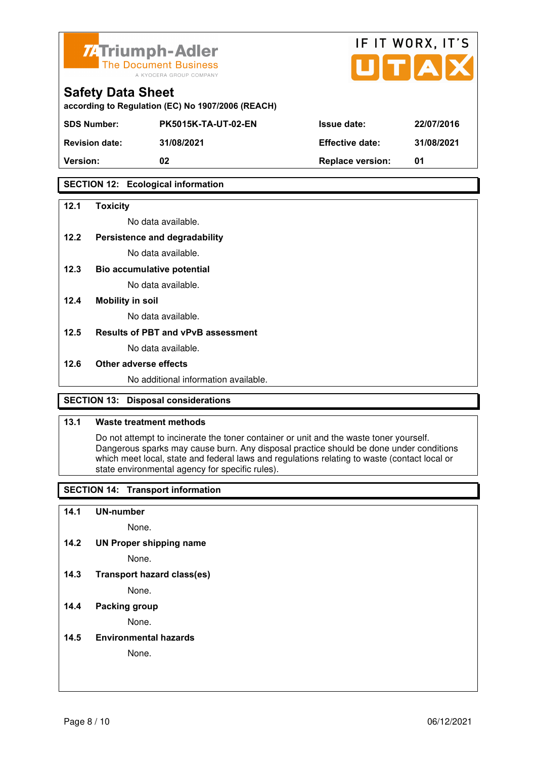## SECTION 12: Ecological information

**12.1 Toxicity**

No data available.

**12.2 Persistence and degradability**

No data available.

**12.3 Bio accumulative potential**

No data available.

**12.4 Mobility in soil**

No data available.

**12.5 Results of PBT and vPvB assessment**

No data available.

**12.6 Other adverse effects**

No additional information available.

## SECTION 13: Disposal considerations

**13.1 Waste treatment methods**

Do not attempt to incinerate the toner container or unit and the waste toner yourself. Dangerous sparks may cause burn. Any disposal practice should be done under conditions which meet local, state and federal laws and regulations relating to waste (contact local or state environmental agency for specific rules).

## SECTION 14: Transport information

**14.1 UN-number**

None.

**14.2 UN Proper shipping name**

None.

**14.3 Transport hazard class(es)**

None.

**14.4 Packing group**

None.

**14.5 Environmental hazards**

None.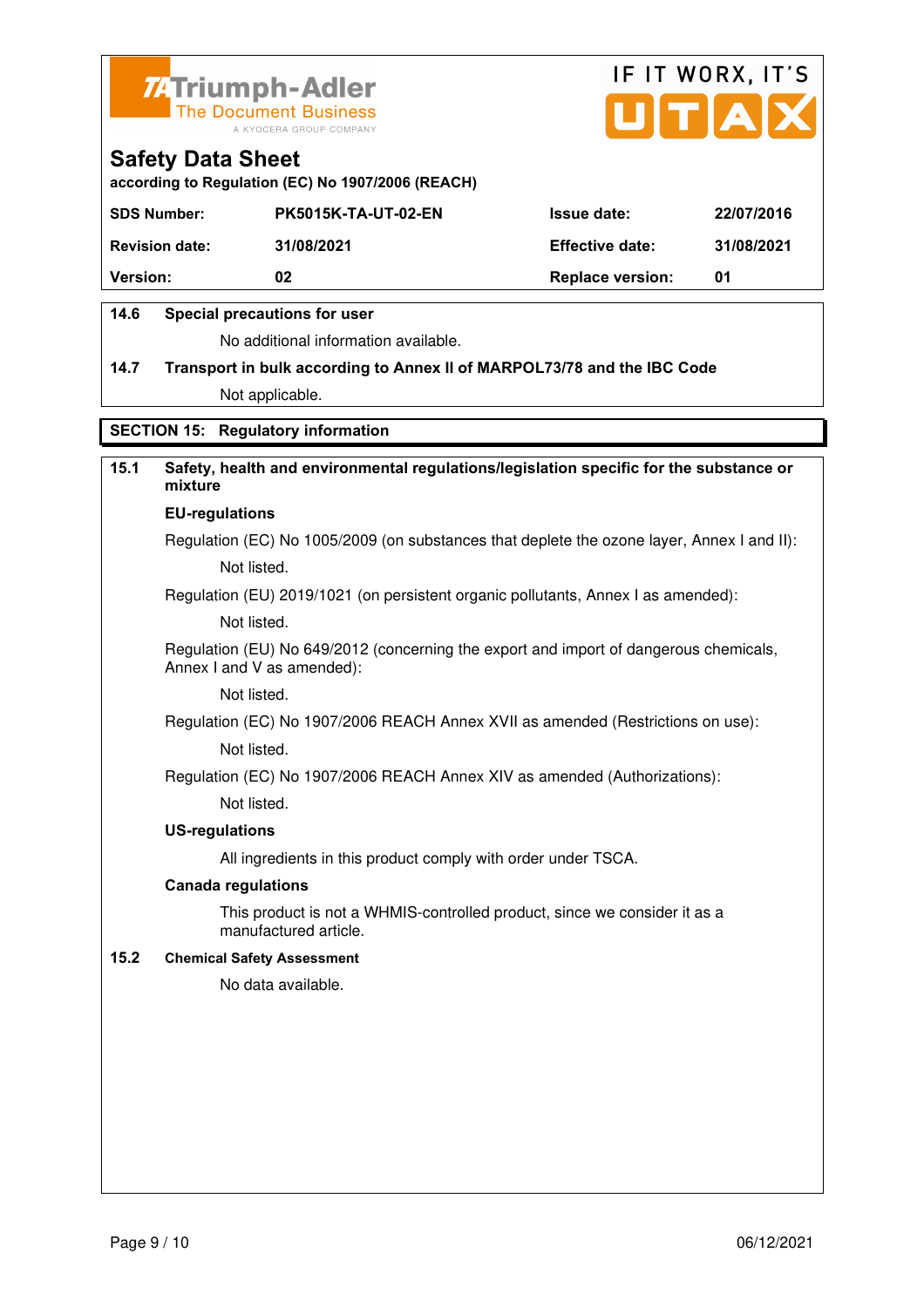# Safety Data Sheet

according to Regulation (EC) No 1907/2006 (REACH)

| SDS Number: | PK5015K-TA-UT-02-EN | Issue date: | 22/07/2016 |
|---|---|---|---|
| Revision date: | 31/08/2021 | Effective date: | 31/08/2021 |
| Version: | 02 | Replace version: | 01 |

**14.6 Special precautions for user**

No additional information available.

**14.7 Transport in bulk according to Annex II of MARPOL73/78 and the IBC Code**

Not applicable.

## SECTION 15: Regulatory information

**15.1 Safety, health and environmental regulations/legislation specific for the substance or mixture**

**EU-regulations**

Regulation (EC) No 1005/2009 (on substances that deplete the ozone layer, Annex I and II):

Not listed.

Regulation (EU) 2019/1021 (on persistent organic pollutants, Annex I as amended):

Not listed.

Regulation (EU) No 649/2012 (concerning the export and import of dangerous chemicals, Annex I and V as amended):

Not listed.

Regulation (EC) No 1907/2006 REACH Annex XVII as amended (Restrictions on use):

Not listed.

Regulation (EC) No 1907/2006 REACH Annex XIV as amended (Authorizations):

Not listed.

**US-regulations**

All ingredients in this product comply with order under TSCA.

**Canada regulations**

This product is not a WHMIS-controlled product, since we consider it as a manufactured article.

**15.2 Chemical Safety Assessment**

No data available.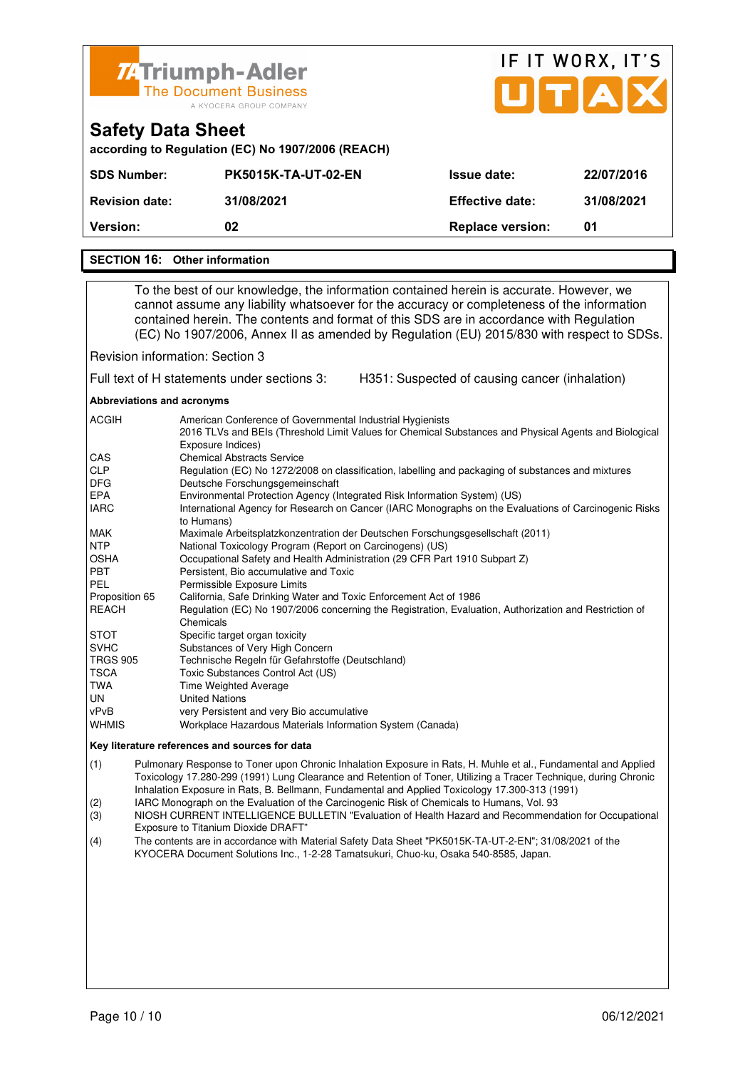**Triumph-Adler** The Document Business — A KYOCERA GROUP COMPANY

IF IT WORX, IT'S UTAX

# Safety Data Sheet

**according to Regulation (EC) No 1907/2006 (REACH)**

| | | | |
|---|---|---|---|
| **SDS Number:** | **PK5015K-TA-UT-02-EN** | **Issue date:** | **22/07/2016** |
| **Revision date:** | **31/08/2021** | **Effective date:** | **31/08/2021** |
| **Version:** | **02** | **Replace version:** | **01** |

## SECTION 16: Other information

To the best of our knowledge, the information contained herein is accurate. However, we cannot assume any liability whatsoever for the accuracy or completeness of the information contained herein. The contents and format of this SDS are in accordance with Regulation (EC) No 1907/2006, Annex II as amended by Regulation (EU) 2015/830 with respect to SDSs.

Revision information: Section 3

Full text of H statements under sections 3: H351: Suspected of causing cancer (inhalation)

**Abbreviations and acronyms**

| | |
|---|---|
| ACGIH | American Conference of Governmental Industrial Hygienists<br>2016 TLVs and BEIs (Threshold Limit Values for Chemical Substances and Physical Agents and Biological Exposure Indices) |
| CAS | Chemical Abstracts Service |
| CLP | Regulation (EC) No 1272/2008 on classification, labelling and packaging of substances and mixtures |
| DFG | Deutsche Forschungsgemeinschaft |
| EPA | Environmental Protection Agency (Integrated Risk Information System) (US) |
| IARC | International Agency for Research on Cancer (IARC Monographs on the Evaluations of Carcinogenic Risks to Humans) |
| MAK | Maximale Arbeitsplatzkonzentration der Deutschen Forschungsgesellschaft (2011) |
| NTP | National Toxicology Program (Report on Carcinogens) (US) |
| OSHA | Occupational Safety and Health Administration (29 CFR Part 1910 Subpart Z) |
| PBT | Persistent, Bio accumulative and Toxic |
| PEL | Permissible Exposure Limits |
| Proposition 65 | California, Safe Drinking Water and Toxic Enforcement Act of 1986 |
| REACH | Regulation (EC) No 1907/2006 concerning the Registration, Evaluation, Authorization and Restriction of Chemicals |
| STOT | Specific target organ toxicity |
| SVHC | Substances of Very High Concern |
| TRGS 905 | Technische Regeln für Gefahrstoffe (Deutschland) |
| TSCA | Toxic Substances Control Act (US) |
| TWA | Time Weighted Average |
| UN | United Nations |
| vPvB | very Persistent and very Bio accumulative |
| WHMIS | Workplace Hazardous Materials Information System (Canada) |

**Key literature references and sources for data**

(1) Pulmonary Response to Toner upon Chronic Inhalation Exposure in Rats, H. Muhle et al., Fundamental and Applied Toxicology 17.280-299 (1991) Lung Clearance and Retention of Toner, Utilizing a Tracer Technique, during Chronic Inhalation Exposure in Rats, B. Bellmann, Fundamental and Applied Toxicology 17.300-313 (1991)

(2) IARC Monograph on the Evaluation of the Carcinogenic Risk of Chemicals to Humans, Vol. 93

(3) NIOSH CURRENT INTELLIGENCE BULLETIN "Evaluation of Health Hazard and Recommendation for Occupational Exposure to Titanium Dioxide DRAFT"

(4) The contents are in accordance with Material Safety Data Sheet "PK5015K-TA-UT-2-EN"; 31/08/2021 of the KYOCERA Document Solutions Inc., 1-2-28 Tamatsukuri, Chuo-ku, Osaka 540-8585, Japan.

06/12/2021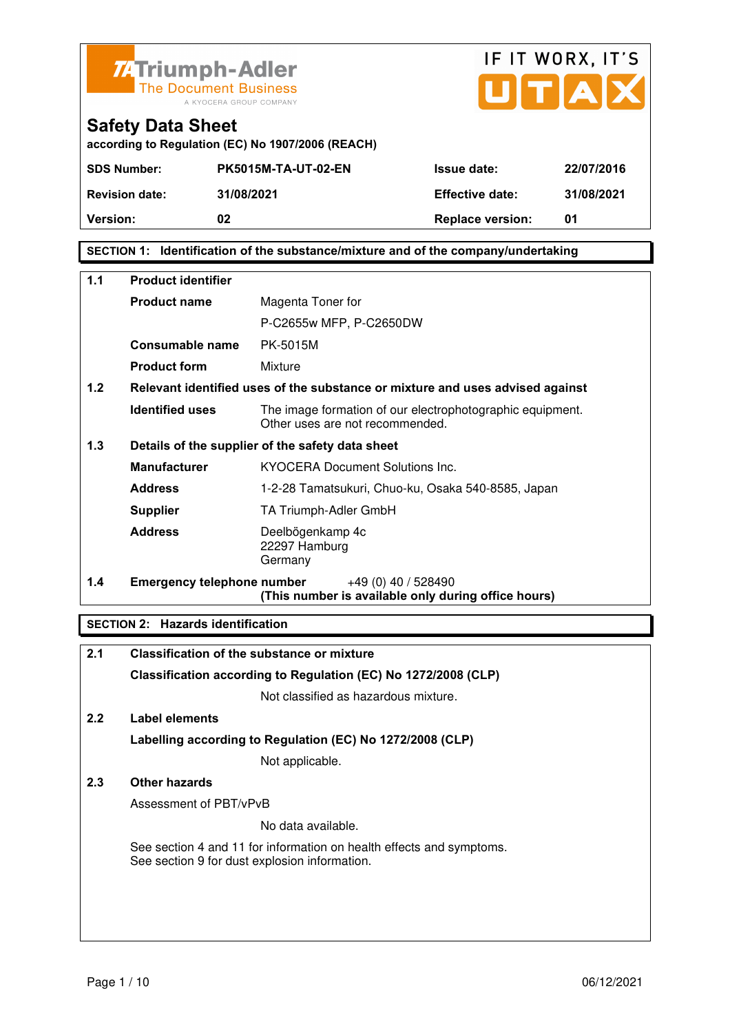Triumph-Adler
The Document Business
A KYOCERA GROUP COMPANY

IF IT WORX, IT'S UTAX

# Safety Data Sheet

according to Regulation (EC) No 1907/2006 (REACH)

| SDS Number: | PK5015M-TA-UT-02-EN | Issue date: | 22/07/2016 |
|---|---|---|---|
| Revision date: | 31/08/2021 | Effective date: | 31/08/2021 |
| Version: | 02 | Replace version: | 01 |

## SECTION 1: Identification of the substance/mixture and of the company/undertaking

**1.1 Product identifier**

| | |
|---|---|
| **Product name** | Magenta Toner for<br>P-C2655w MFP, P-C2650DW |
| **Consumable name** | PK-5015M |
| **Product form** | Mixture |

**1.2 Relevant identified uses of the substance or mixture and uses advised against**

| | |
|---|---|
| **Identified uses** | The image formation of our electrophotographic equipment.<br>Other uses are not recommended. |

**1.3 Details of the supplier of the safety data sheet**

| | |
|---|---|
| **Manufacturer** | KYOCERA Document Solutions Inc. |
| **Address** | 1-2-28 Tamatsukuri, Chuo-ku, Osaka 540-8585, Japan |
| **Supplier** | TA Triumph-Adler GmbH |
| **Address** | Deelbögenkamp 4c<br>22297 Hamburg<br>Germany |

**1.4 Emergency telephone number** +49 (0) 40 / 528490
**(This number is available only during office hours)**

## SECTION 2: Hazards identification

**2.1 Classification of the substance or mixture**

**Classification according to Regulation (EC) No 1272/2008 (CLP)**

Not classified as hazardous mixture.

**2.2 Label elements**

**Labelling according to Regulation (EC) No 1272/2008 (CLP)**

Not applicable.

**2.3 Other hazards**

Assessment of PBT/vPvB

No data available.

See section 4 and 11 for information on health effects and symptoms.
See section 9 for dust explosion information.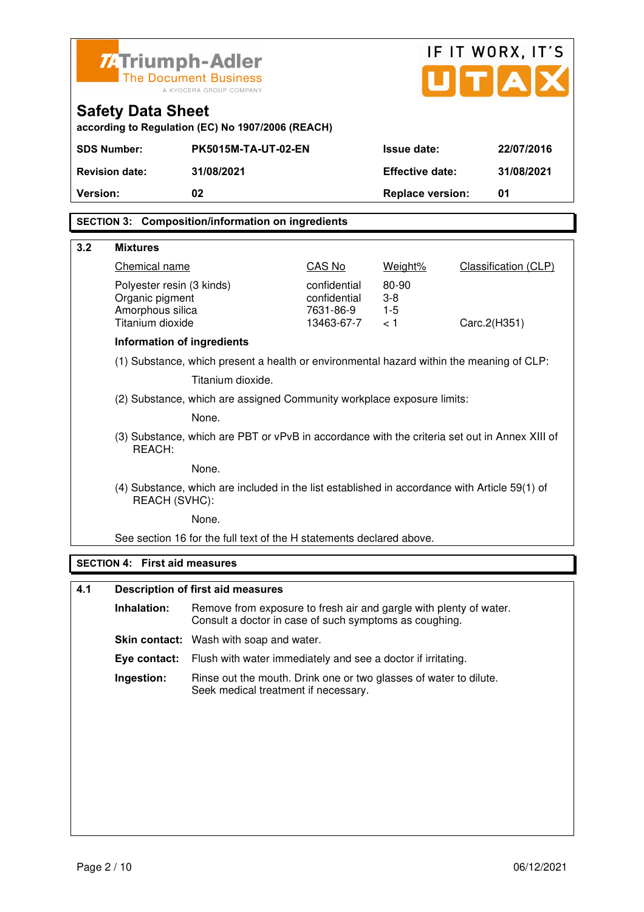Triumph-Adler
The Document Business
A KYOCERA GROUP COMPANY

IF IT WORX, IT'S UTAX

# Safety Data Sheet

**according to Regulation (EC) No 1907/2006 (REACH)**

| **SDS Number:** | **PK5015M-TA-UT-02-EN** | **Issue date:** | **22/07/2016** |
|---|---|---|---|
| **Revision date:** | **31/08/2021** | **Effective date:** | **31/08/2021** |
| **Version:** | **02** | **Replace version:** | **01** |

## SECTION 3: Composition/information on ingredients

### 3.2 Mixtures

| Chemical name | CAS No | Weight% | Classification (CLP) |
|---|---|---|---|
| Polyester resin (3 kinds) | confidential | 80-90 | |
| Organic pigment | confidential | 3-8 | |
| Amorphous silica | 7631-86-9 | 1-5 | |
| Titanium dioxide | 13463-67-7 | < 1 | Carc.2(H351) |

**Information of ingredients**

(1) Substance, which present a health or environmental hazard within the meaning of CLP:

Titanium dioxide.

(2) Substance, which are assigned Community workplace exposure limits:

None.

(3) Substance, which are PBT or vPvB in accordance with the criteria set out in Annex XIII of REACH:

None.

(4) Substance, which are included in the list established in accordance with Article 59(1) of REACH (SVHC):

None.

See section 16 for the full text of the H statements declared above.

## SECTION 4: First aid measures

### 4.1 Description of first aid measures

**Inhalation:** Remove from exposure to fresh air and gargle with plenty of water. Consult a doctor in case of such symptoms as coughing.

**Skin contact:** Wash with soap and water.

**Eye contact:** Flush with water immediately and see a doctor if irritating.

**Ingestion:** Rinse out the mouth. Drink one or two glasses of water to dilute. Seek medical treatment if necessary.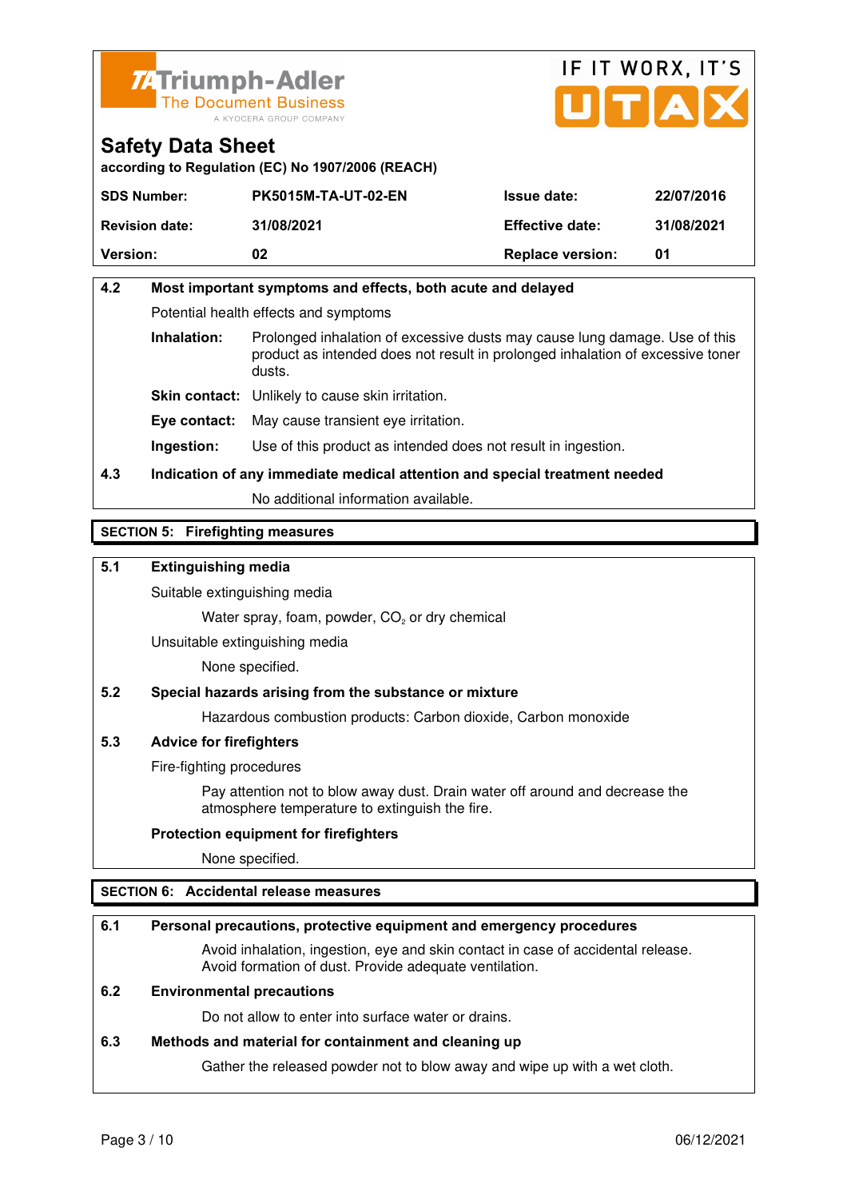## 4.2 Most important symptoms and effects, both acute and delayed

Potential health effects and symptoms

**Inhalation:** Prolonged inhalation of excessive dusts may cause lung damage. Use of this product as intended does not result in prolonged inhalation of excessive toner dusts.

**Skin contact:** Unlikely to cause skin irritation.

**Eye contact:** May cause transient eye irritation.

**Ingestion:** Use of this product as intended does not result in ingestion.

## 4.3 Indication of any immediate medical attention and special treatment needed

No additional information available.

# SECTION 5: Firefighting measures

## 5.1 Extinguishing media

Suitable extinguishing media

Water spray, foam, powder, $CO_2$ or dry chemical

Unsuitable extinguishing media

None specified.

## 5.2 Special hazards arising from the substance or mixture

Hazardous combustion products: Carbon dioxide, Carbon monoxide

## 5.3 Advice for firefighters

Fire-fighting procedures

Pay attention not to blow away dust. Drain water off around and decrease the atmosphere temperature to extinguish the fire.

**Protection equipment for firefighters**

None specified.

# SECTION 6: Accidental release measures

## 6.1 Personal precautions, protective equipment and emergency procedures

Avoid inhalation, ingestion, eye and skin contact in case of accidental release. Avoid formation of dust. Provide adequate ventilation.

## 6.2 Environmental precautions

Do not allow to enter into surface water or drains.

## 6.3 Methods and material for containment and cleaning up

Gather the released powder not to blow away and wipe up with a wet cloth.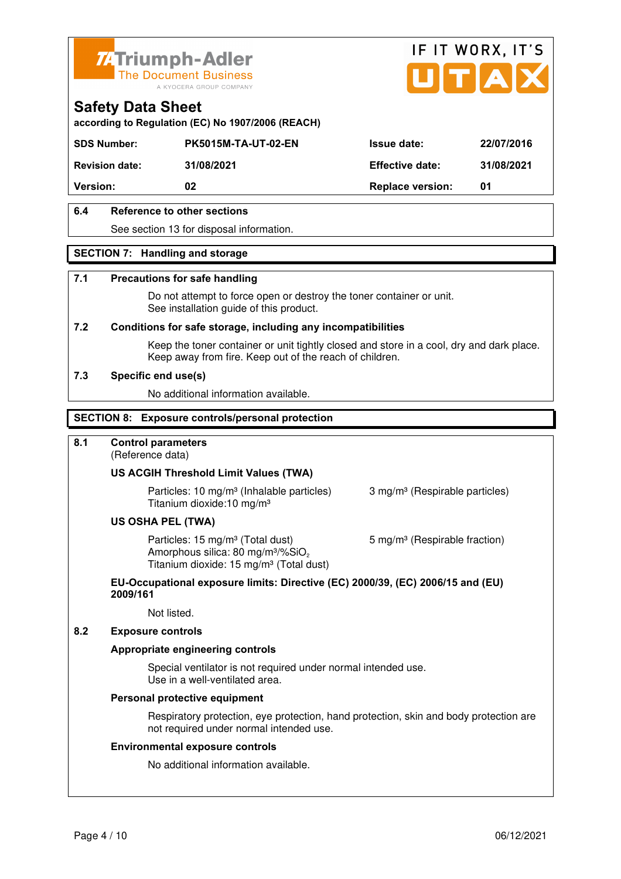## Safety Data Sheet

according to Regulation (EC) No 1907/2006 (REACH)

| SDS Number: | PK5015M-TA-UT-02-EN | Issue date: | 22/07/2016 |
|---|---|---|---|
| Revision date: | 31/08/2021 | Effective date: | 31/08/2021 |
| Version: | 02 | Replace version: | 01 |

**6.4 Reference to other sections**

See section 13 for disposal information.

## SECTION 7: Handling and storage

**7.1 Precautions for safe handling**

Do not attempt to force open or destroy the toner container or unit.
See installation guide of this product.

**7.2 Conditions for safe storage, including any incompatibilities**

Keep the toner container or unit tightly closed and store in a cool, dry and dark place.
Keep away from fire. Keep out of the reach of children.

**7.3 Specific end use(s)**

No additional information available.

## SECTION 8: Exposure controls/personal protection

**8.1 Control parameters**
(Reference data)

**US ACGIH Threshold Limit Values (TWA)**

Particles: 10 mg/m³ (Inhalable particles) 3 mg/m³ (Respirable particles)
Titanium dioxide:10 mg/m³

**US OSHA PEL (TWA)**

Particles: 15 mg/m³ (Total dust) 5 mg/m³ (Respirable fraction)
Amorphous silica: 80 mg/m³/%$SiO_2$
Titanium dioxide: 15 mg/m³ (Total dust)

**EU-Occupational exposure limits: Directive (EC) 2000/39, (EC) 2006/15 and (EU) 2009/161**

Not listed.

**8.2 Exposure controls**

**Appropriate engineering controls**

Special ventilator is not required under normal intended use.
Use in a well-ventilated area.

**Personal protective equipment**

Respiratory protection, eye protection, hand protection, skin and body protection are not required under normal intended use.

**Environmental exposure controls**

No additional information available.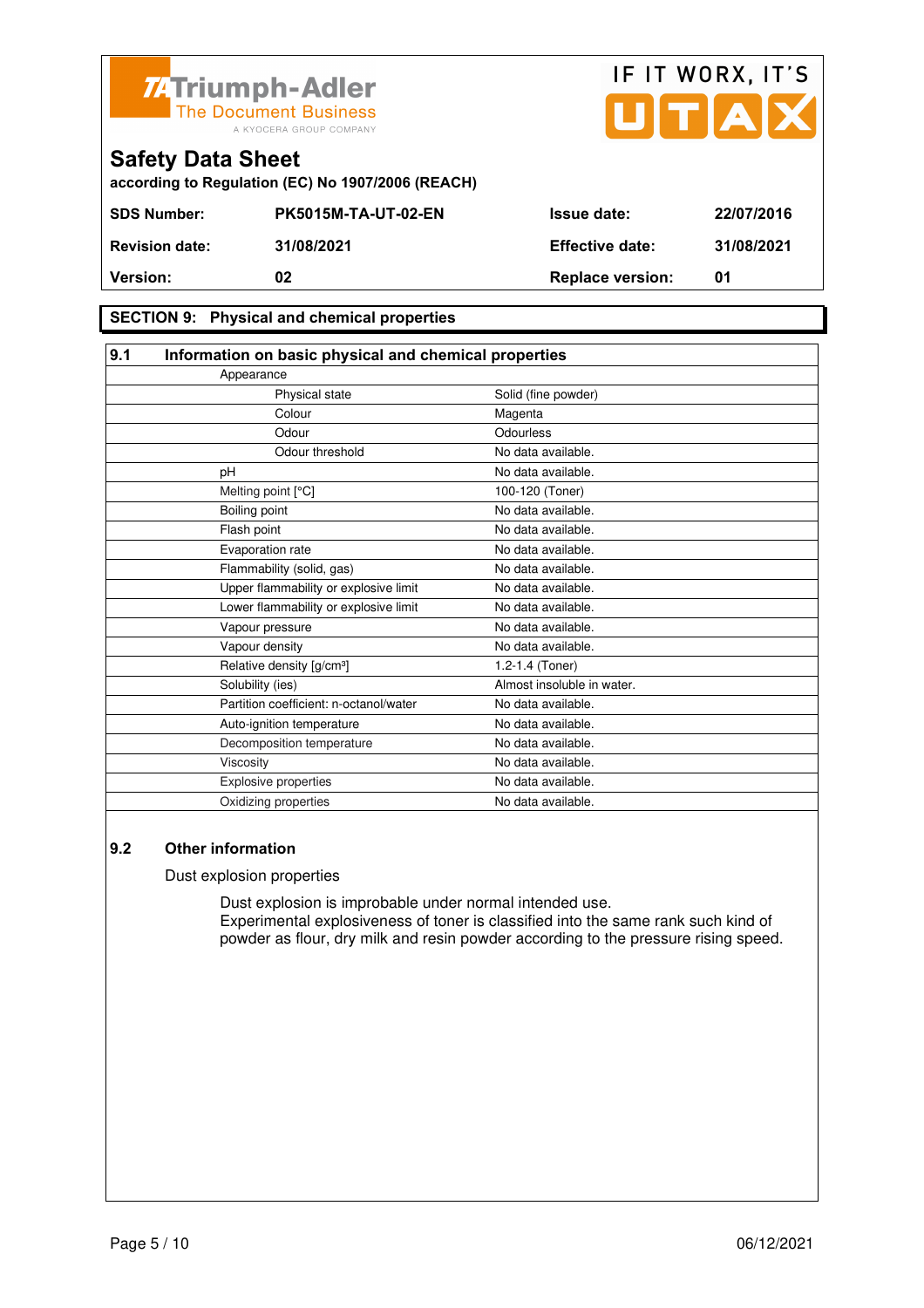**Triumph-Adler** The Document Business — A KYOCERA GROUP COMPANY

IF IT WORX, IT'S UTAX

# Safety Data Sheet

**according to Regulation (EC) No 1907/2006 (REACH)**

| | | | |
|---|---|---|---|
| **SDS Number:** | **PK5015M-TA-UT-02-EN** | **Issue date:** | **22/07/2016** |
| **Revision date:** | **31/08/2021** | **Effective date:** | **31/08/2021** |
| **Version:** | **02** | **Replace version:** | **01** |

## SECTION 9: Physical and chemical properties

### 9.1 Information on basic physical and chemical properties

| Property | Value |
|---|---|
| Appearance | |
| Physical state | Solid (fine powder) |
| Colour | Magenta |
| Odour | Odourless |
| Odour threshold | No data available. |
| pH | No data available. |
| Melting point [°C] | 100-120 (Toner) |
| Boiling point | No data available. |
| Flash point | No data available. |
| Evaporation rate | No data available. |
| Flammability (solid, gas) | No data available. |
| Upper flammability or explosive limit | No data available. |
| Lower flammability or explosive limit | No data available. |
| Vapour pressure | No data available. |
| Vapour density | No data available. |
| Relative density [g/cm³] | 1.2-1.4 (Toner) |
| Solubility (ies) | Almost insoluble in water. |
| Partition coefficient: n-octanol/water | No data available. |
| Auto-ignition temperature | No data available. |
| Decomposition temperature | No data available. |
| Viscosity | No data available. |
| Explosive properties | No data available. |
| Oxidizing properties | No data available. |

### 9.2 Other information

Dust explosion properties

Dust explosion is improbable under normal intended use.
Experimental explosiveness of toner is classified into the same rank such kind of powder as flour, dry milk and resin powder according to the pressure rising speed.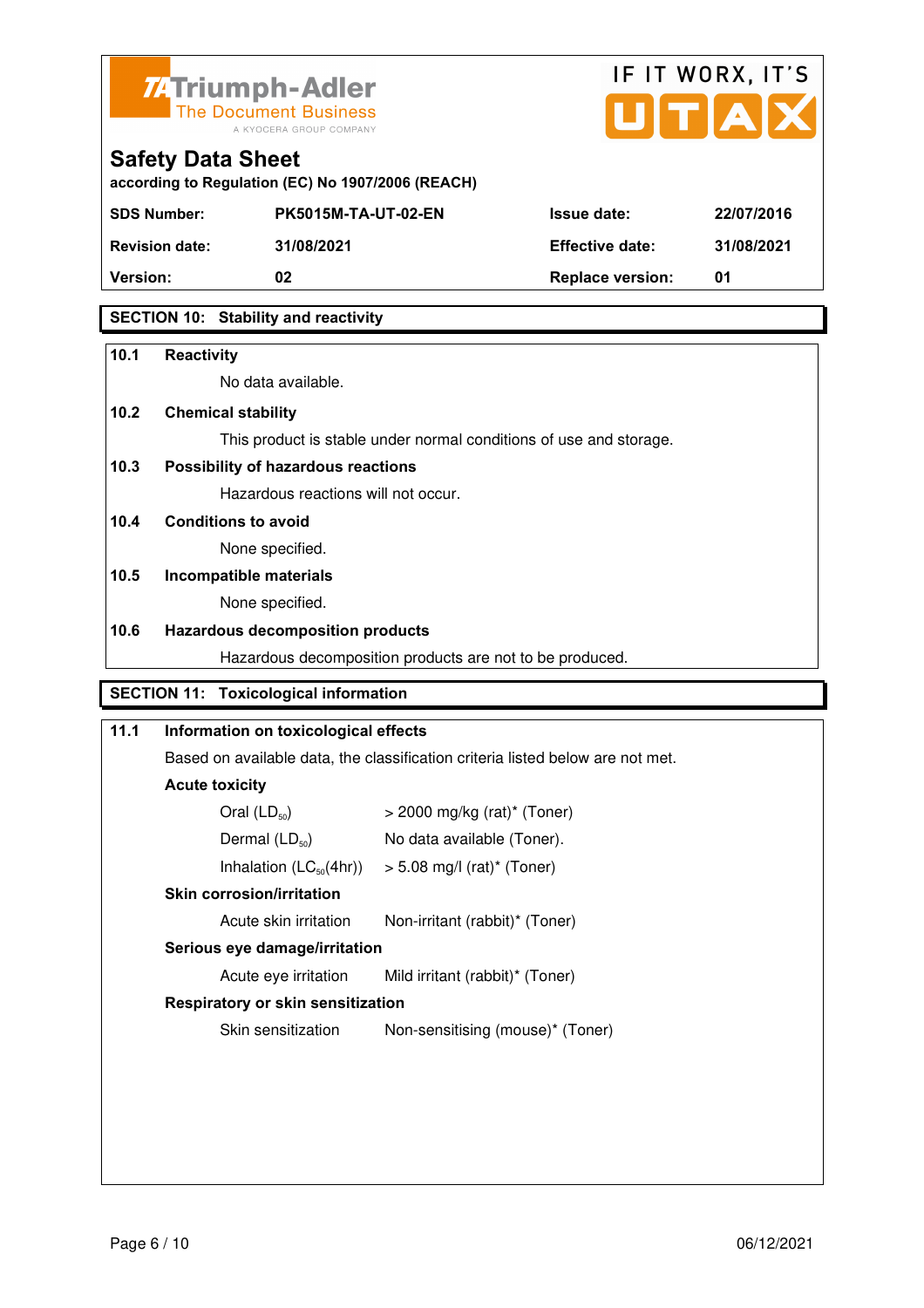# Safety Data Sheet

according to Regulation (EC) No 1907/2006 (REACH)

| SDS Number: | PK5015M-TA-UT-02-EN | Issue date: | 22/07/2016 |
|---|---|---|---|
| Revision date: | 31/08/2021 | Effective date: | 31/08/2021 |
| Version: | 02 | Replace version: | 01 |

## SECTION 10: Stability and reactivity

**10.1 Reactivity**

No data available.

**10.2 Chemical stability**

This product is stable under normal conditions of use and storage.

**10.3 Possibility of hazardous reactions**

Hazardous reactions will not occur.

**10.4 Conditions to avoid**

None specified.

**10.5 Incompatible materials**

None specified.

**10.6 Hazardous decomposition products**

Hazardous decomposition products are not to be produced.

## SECTION 11: Toxicological information

**11.1 Information on toxicological effects**

Based on available data, the classification criteria listed below are not met.

**Acute toxicity**

| | |
|---|---|
| Oral ($LD_{50}$) | > 2000 mg/kg (rat)* (Toner) |
| Dermal ($LD_{50}$) | No data available (Toner). |
| Inhalation ($LC_{50}$(4hr)) | > 5.08 mg/l (rat)* (Toner) |

**Skin corrosion/irritation**

| | |
|---|---|
| Acute skin irritation | Non-irritant (rabbit)* (Toner) |

**Serious eye damage/irritation**

| | |
|---|---|
| Acute eye irritation | Mild irritant (rabbit)* (Toner) |

**Respiratory or skin sensitization**

| | |
|---|---|
| Skin sensitization | Non-sensitising (mouse)* (Toner) |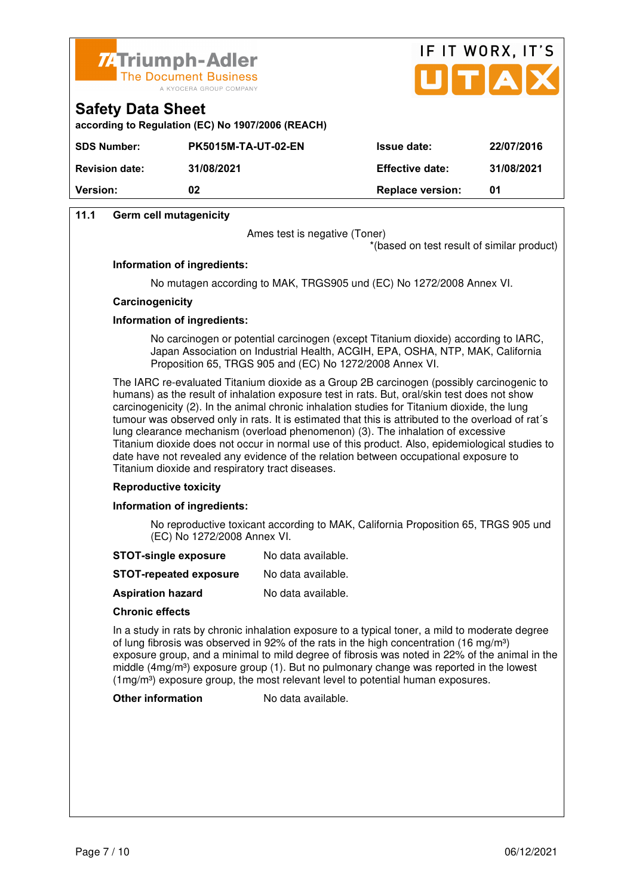**Safety Data Sheet**

according to Regulation (EC) No 1907/2006 (REACH)

| SDS Number: | PK5015M-TA-UT-02-EN | Issue date: | 22/07/2016 |
|---|---|---|---|
| Revision date: | 31/08/2021 | Effective date: | 31/08/2021 |
| Version: | 02 | Replace version: | 01 |

**11.1 Germ cell mutagenicity**

Ames test is negative (Toner)
*(based on test result of similar product)

**Information of ingredients:**

No mutagen according to MAK, TRGS905 und (EC) No 1272/2008 Annex VI.

**Carcinogenicity**

**Information of ingredients:**

No carcinogen or potential carcinogen (except Titanium dioxide) according to IARC, Japan Association on Industrial Health, ACGIH, EPA, OSHA, NTP, MAK, California Proposition 65, TRGS 905 and (EC) No 1272/2008 Annex VI.

The IARC re-evaluated Titanium dioxide as a Group 2B carcinogen (possibly carcinogenic to humans) as the result of inhalation exposure test in rats. But, oral/skin test does not show carcinogenicity (2). In the animal chronic inhalation studies for Titanium dioxide, the lung tumour was observed only in rats. It is estimated that this is attributed to the overload of rat´s lung clearance mechanism (overload phenomenon) (3). The inhalation of excessive Titanium dioxide does not occur in normal use of this product. Also, epidemiological studies to date have not revealed any evidence of the relation between occupational exposure to Titanium dioxide and respiratory tract diseases.

**Reproductive toxicity**

**Information of ingredients:**

No reproductive toxicant according to MAK, California Proposition 65, TRGS 905 und (EC) No 1272/2008 Annex VI.

**STOT-single exposure** No data available.

**STOT-repeated exposure** No data available.

**Aspiration hazard** No data available.

**Chronic effects**

In a study in rats by chronic inhalation exposure to a typical toner, a mild to moderate degree of lung fibrosis was observed in 92% of the rats in the high concentration (16 mg/m³) exposure group, and a minimal to mild degree of fibrosis was noted in 22% of the animal in the middle (4mg/m³) exposure group (1). But no pulmonary change was reported in the lowest (1mg/m³) exposure group, the most relevant level to potential human exposures.

**Other information** No data available.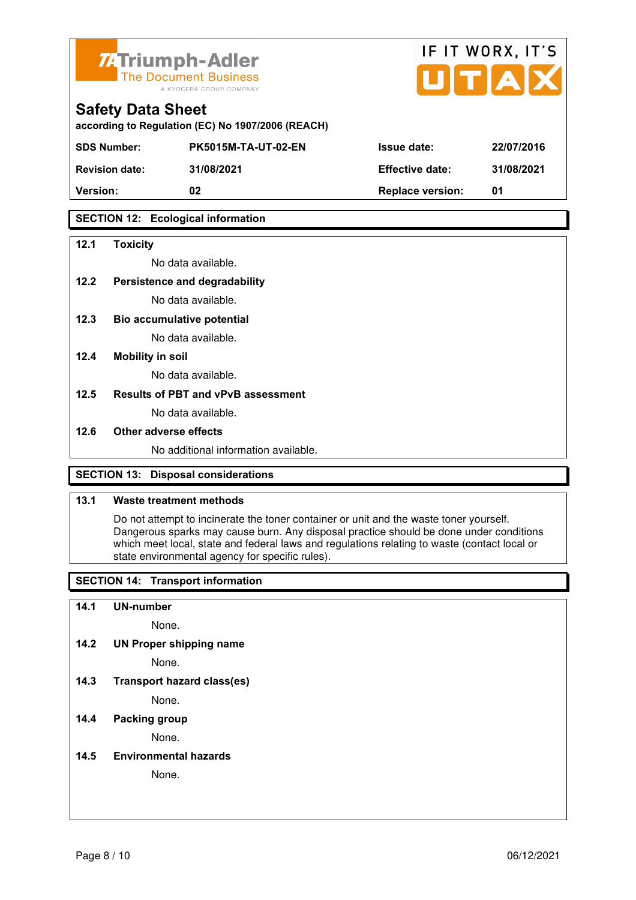## SECTION 12: Ecological information

**12.1 Toxicity**

No data available.

**12.2 Persistence and degradability**

No data available.

**12.3 Bio accumulative potential**

No data available.

**12.4 Mobility in soil**

No data available.

**12.5 Results of PBT and vPvB assessment**

No data available.

**12.6 Other adverse effects**

No additional information available.

## SECTION 13: Disposal considerations

**13.1 Waste treatment methods**

Do not attempt to incinerate the toner container or unit and the waste toner yourself. Dangerous sparks may cause burn. Any disposal practice should be done under conditions which meet local, state and federal laws and regulations relating to waste (contact local or state environmental agency for specific rules).

## SECTION 14: Transport information

**14.1 UN-number**

None.

**14.2 UN Proper shipping name**

None.

**14.3 Transport hazard class(es)**

None.

**14.4 Packing group**

None.

**14.5 Environmental hazards**

None.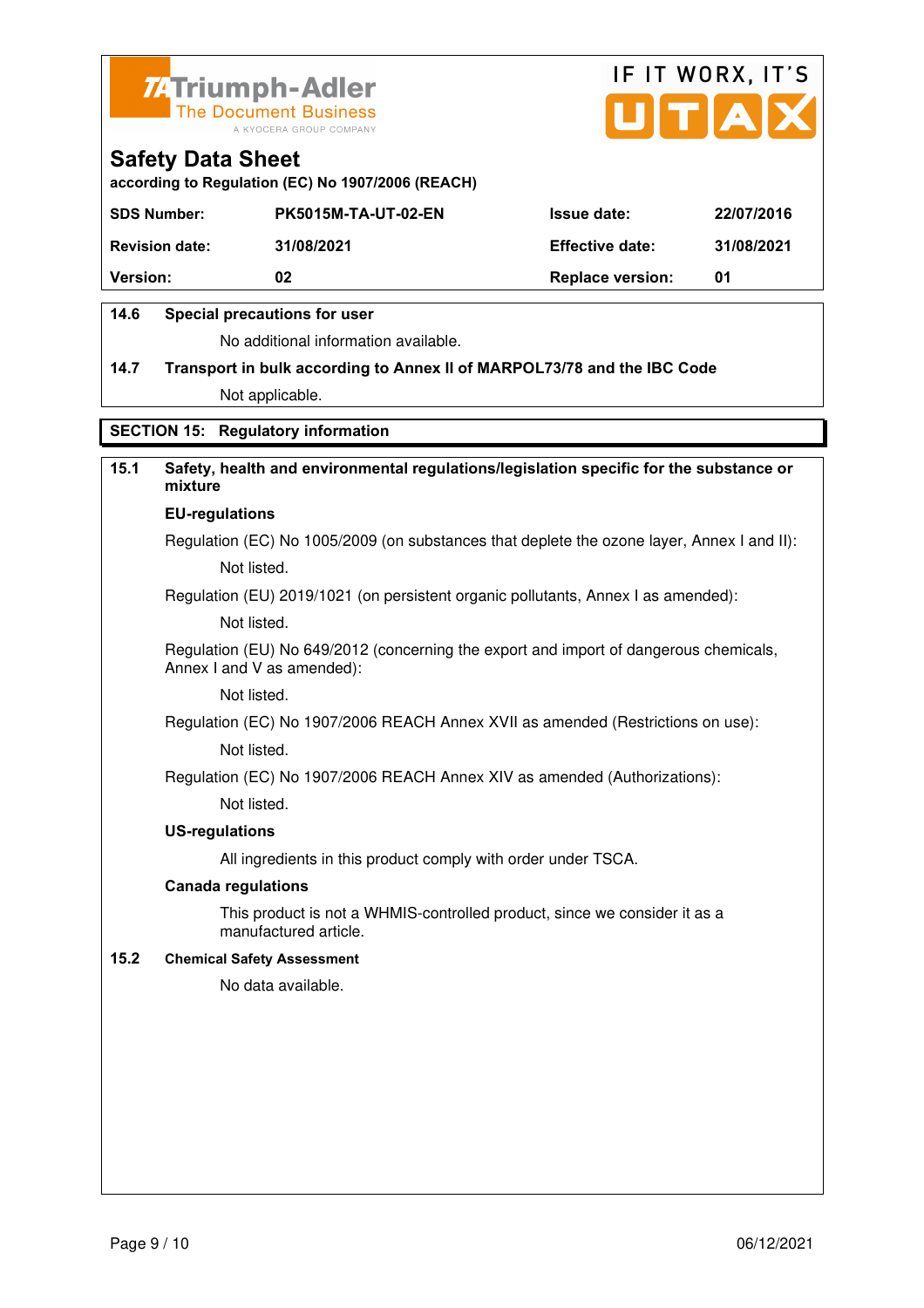# Safety Data Sheet

according to Regulation (EC) No 1907/2006 (REACH)

| SDS Number: | PK5015M-TA-UT-02-EN | Issue date: | 22/07/2016 |
|---|---|---|---|
| Revision date: | 31/08/2021 | Effective date: | 31/08/2021 |
| Version: | 02 | Replace version: | 01 |

**14.6 Special precautions for user**

No additional information available.

**14.7 Transport in bulk according to Annex II of MARPOL73/78 and the IBC Code**

Not applicable.

## SECTION 15: Regulatory information

**15.1 Safety, health and environmental regulations/legislation specific for the substance or mixture**

**EU-regulations**

Regulation (EC) No 1005/2009 (on substances that deplete the ozone layer, Annex I and II):

Not listed.

Regulation (EU) 2019/1021 (on persistent organic pollutants, Annex I as amended):

Not listed.

Regulation (EU) No 649/2012 (concerning the export and import of dangerous chemicals, Annex I and V as amended):

Not listed.

Regulation (EC) No 1907/2006 REACH Annex XVII as amended (Restrictions on use):

Not listed.

Regulation (EC) No 1907/2006 REACH Annex XIV as amended (Authorizations):

Not listed.

**US-regulations**

All ingredients in this product comply with order under TSCA.

**Canada regulations**

This product is not a WHMIS-controlled product, since we consider it as a manufactured article.

**15.2 Chemical Safety Assessment**

No data available.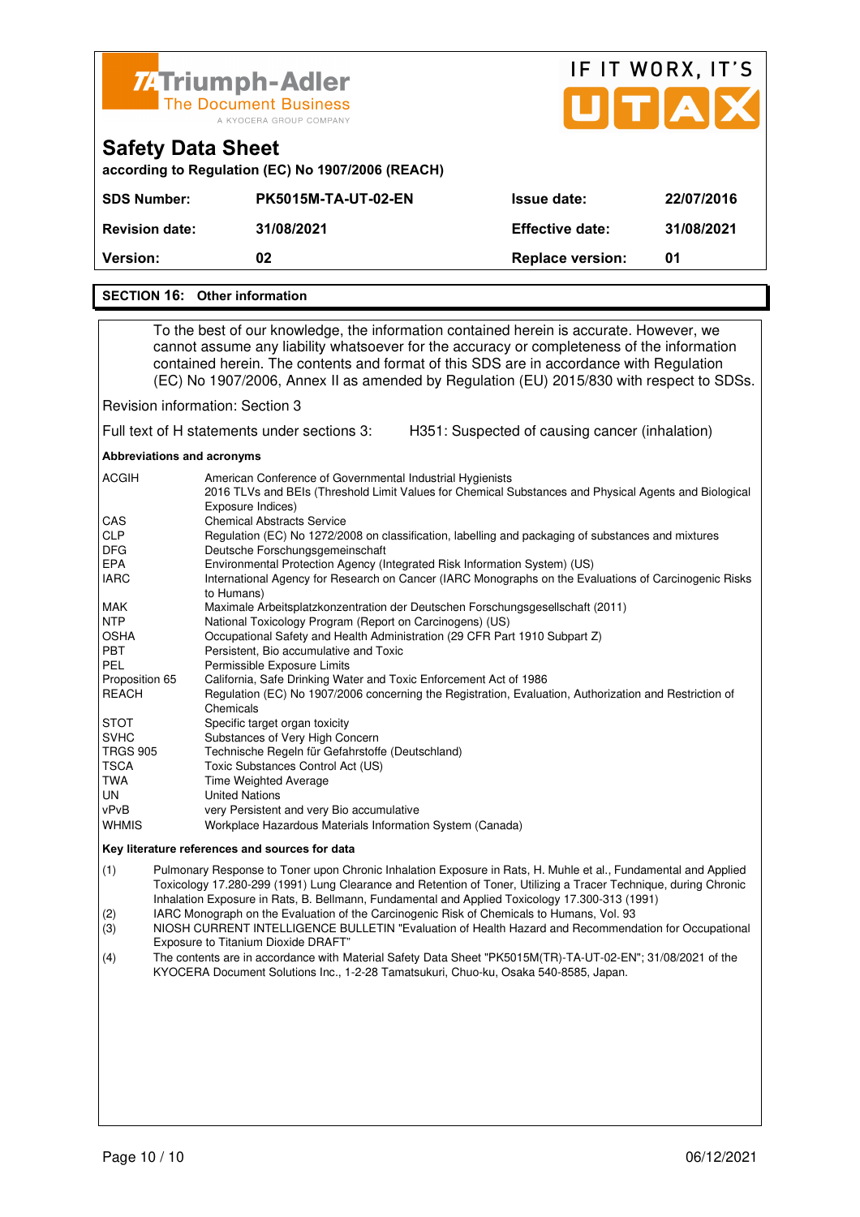## Safety Data Sheet

**according to Regulation (EC) No 1907/2006 (REACH)**

| | | | |
|---|---|---|---|
| **SDS Number:** | **PK5015M-TA-UT-02-EN** | **Issue date:** | **22/07/2016** |
| **Revision date:** | **31/08/2021** | **Effective date:** | **31/08/2021** |
| **Version:** | **02** | **Replace version:** | **01** |

## SECTION 16: Other information

To the best of our knowledge, the information contained herein is accurate. However, we cannot assume any liability whatsoever for the accuracy or completeness of the information contained herein. The contents and format of this SDS are in accordance with Regulation (EC) No 1907/2006, Annex II as amended by Regulation (EU) 2015/830 with respect to SDSs.

Revision information: Section 3

Full text of H statements under sections 3: H351: Suspected of causing cancer (inhalation)

**Abbreviations and acronyms**

| | |
|---|---|
| ACGIH | American Conference of Governmental Industrial Hygienists<br>2016 TLVs and BEIs (Threshold Limit Values for Chemical Substances and Physical Agents and Biological Exposure Indices) |
| CAS | Chemical Abstracts Service |
| CLP | Regulation (EC) No 1272/2008 on classification, labelling and packaging of substances and mixtures |
| DFG | Deutsche Forschungsgemeinschaft |
| EPA | Environmental Protection Agency (Integrated Risk Information System) (US) |
| IARC | International Agency for Research on Cancer (IARC Monographs on the Evaluations of Carcinogenic Risks to Humans) |
| MAK | Maximale Arbeitsplatzkonzentration der Deutschen Forschungsgesellschaft (2011) |
| NTP | National Toxicology Program (Report on Carcinogens) (US) |
| OSHA | Occupational Safety and Health Administration (29 CFR Part 1910 Subpart Z) |
| PBT | Persistent, Bio accumulative and Toxic |
| PEL | Permissible Exposure Limits |
| Proposition 65 | California, Safe Drinking Water and Toxic Enforcement Act of 1986 |
| REACH | Regulation (EC) No 1907/2006 concerning the Registration, Evaluation, Authorization and Restriction of Chemicals |
| STOT | Specific target organ toxicity |
| SVHC | Substances of Very High Concern |
| TRGS 905 | Technische Regeln für Gefahrstoffe (Deutschland) |
| TSCA | Toxic Substances Control Act (US) |
| TWA | Time Weighted Average |
| UN | United Nations |
| vPvB | very Persistent and very Bio accumulative |
| WHMIS | Workplace Hazardous Materials Information System (Canada) |

**Key literature references and sources for data**

(1) Pulmonary Response to Toner upon Chronic Inhalation Exposure in Rats, H. Muhle et al., Fundamental and Applied Toxicology 17.280-299 (1991) Lung Clearance and Retention of Toner, Utilizing a Tracer Technique, during Chronic Inhalation Exposure in Rats, B. Bellmann, Fundamental and Applied Toxicology 17.300-313 (1991)

(2) IARC Monograph on the Evaluation of the Carcinogenic Risk of Chemicals to Humans, Vol. 93

(3) NIOSH CURRENT INTELLIGENCE BULLETIN "Evaluation of Health Hazard and Recommendation for Occupational Exposure to Titanium Dioxide DRAFT"

(4) The contents are in accordance with Material Safety Data Sheet "PK5015M(TR)-TA-UT-02-EN"; 31/08/2021 of the KYOCERA Document Solutions Inc., 1-2-28 Tamatsukuri, Chuo-ku, Osaka 540-8585, Japan.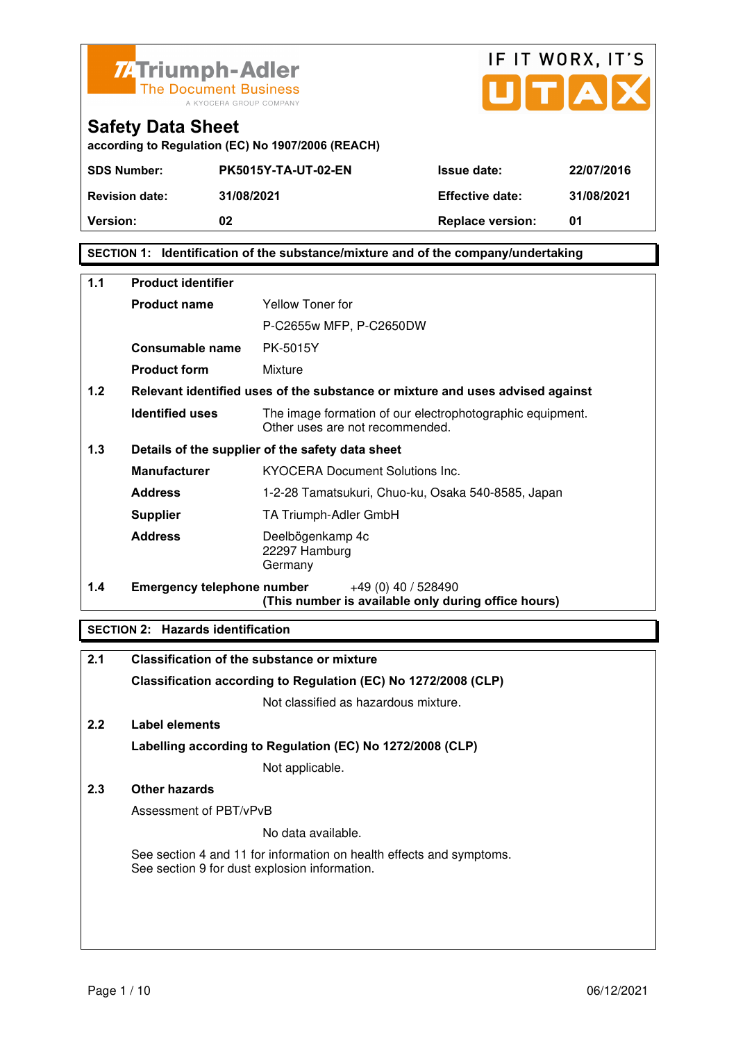Triumph-Adler
The Document Business
A KYOCERA GROUP COMPANY

IF IT WORX, IT'S UTAX

# Safety Data Sheet

**according to Regulation (EC) No 1907/2006 (REACH)**

| | | | |
|---|---|---|---|
| **SDS Number:** | **PK5015Y-TA-UT-02-EN** | **Issue date:** | **22/07/2016** |
| **Revision date:** | **31/08/2021** | **Effective date:** | **31/08/2021** |
| **Version:** | **02** | **Replace version:** | **01** |

## SECTION 1: Identification of the substance/mixture and of the company/undertaking

**1.1 Product identifier**

**Product name** Yellow Toner for P-C2655w MFP, P-C2650DW

**Consumable name** PK-5015Y

**Product form** Mixture

**1.2 Relevant identified uses of the substance or mixture and uses advised against**

**Identified uses** The image formation of our electrophotographic equipment. Other uses are not recommended.

**1.3 Details of the supplier of the safety data sheet**

**Manufacturer** KYOCERA Document Solutions Inc.

**Address** 1-2-28 Tamatsukuri, Chuo-ku, Osaka 540-8585, Japan

**Supplier** TA Triumph-Adler GmbH

**Address** Deelbögenkamp 4c
22297 Hamburg
Germany

**1.4 Emergency telephone number** +49 (0) 40 / 528490
**(This number is available only during office hours)**

## SECTION 2: Hazards identification

**2.1 Classification of the substance or mixture**

**Classification according to Regulation (EC) No 1272/2008 (CLP)**

Not classified as hazardous mixture.

**2.2 Label elements**

**Labelling according to Regulation (EC) No 1272/2008 (CLP)**

Not applicable.

**2.3 Other hazards**

Assessment of PBT/vPvB

No data available.

See section 4 and 11 for information on health effects and symptoms.
See section 9 for dust explosion information.

06/12/2021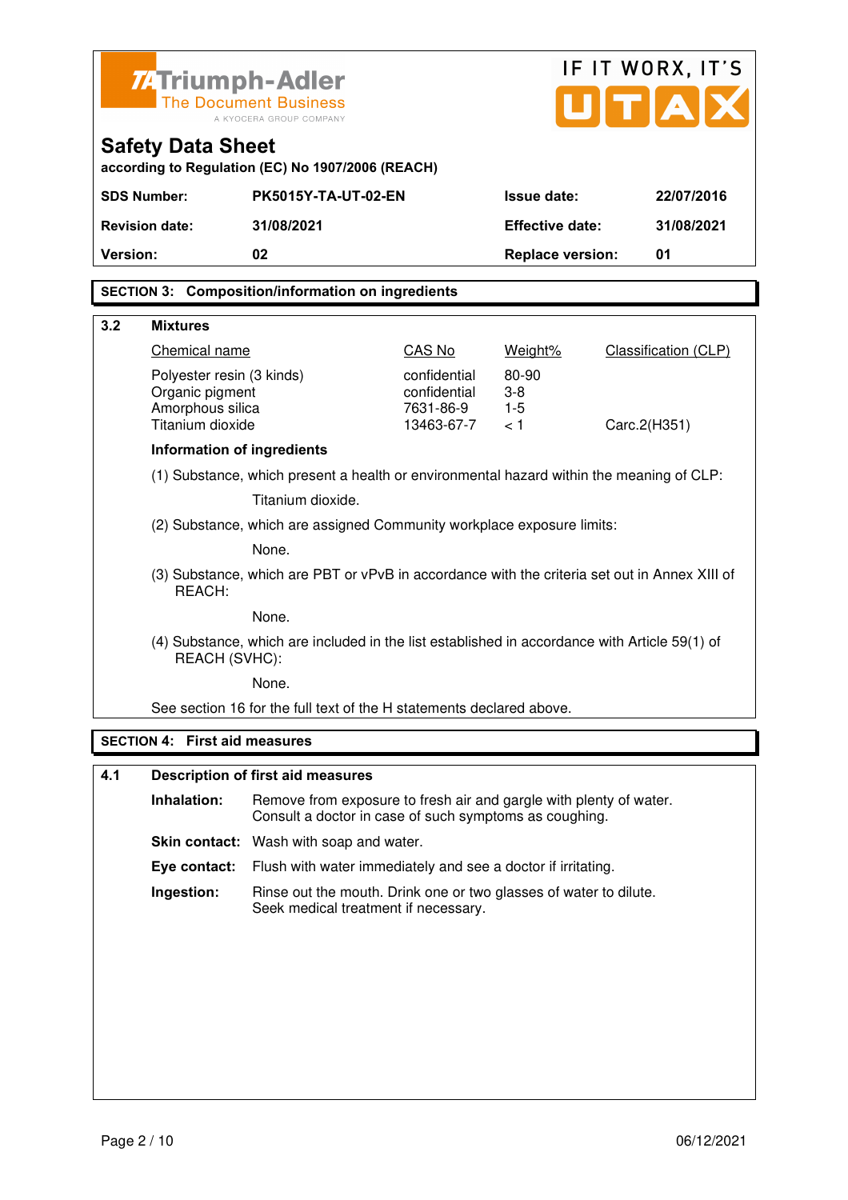Triumph-Adler
The Document Business
A KYOCERA GROUP COMPANY

IF IT WORX, IT'S UTAX

# Safety Data Sheet

**according to Regulation (EC) No 1907/2006 (REACH)**

| | | | |
|---|---|---|---|
| **SDS Number:** | **PK5015Y-TA-UT-02-EN** | **Issue date:** | **22/07/2016** |
| **Revision date:** | **31/08/2021** | **Effective date:** | **31/08/2021** |
| **Version:** | **02** | **Replace version:** | **01** |

## SECTION 3: Composition/information on ingredients

### 3.2 Mixtures

| Chemical name | CAS No | Weight% | Classification (CLP) |
|---|---|---|---|
| Polyester resin (3 kinds) | confidential | 80-90 | |
| Organic pigment | confidential | 3-8 | |
| Amorphous silica | 7631-86-9 | 1-5 | |
| Titanium dioxide | 13463-67-7 | < 1 | Carc.2(H351) |

**Information of ingredients**

(1) Substance, which present a health or environmental hazard within the meaning of CLP:

Titanium dioxide.

(2) Substance, which are assigned Community workplace exposure limits:

None.

(3) Substance, which are PBT or vPvB in accordance with the criteria set out in Annex XIII of REACH:

None.

(4) Substance, which are included in the list established in accordance with Article 59(1) of REACH (SVHC):

None.

See section 16 for the full text of the H statements declared above.

## SECTION 4: First aid measures

### 4.1 Description of first aid measures

**Inhalation:** Remove from exposure to fresh air and gargle with plenty of water. Consult a doctor in case of such symptoms as coughing.

**Skin contact:** Wash with soap and water.

**Eye contact:** Flush with water immediately and see a doctor if irritating.

**Ingestion:** Rinse out the mouth. Drink one or two glasses of water to dilute. Seek medical treatment if necessary.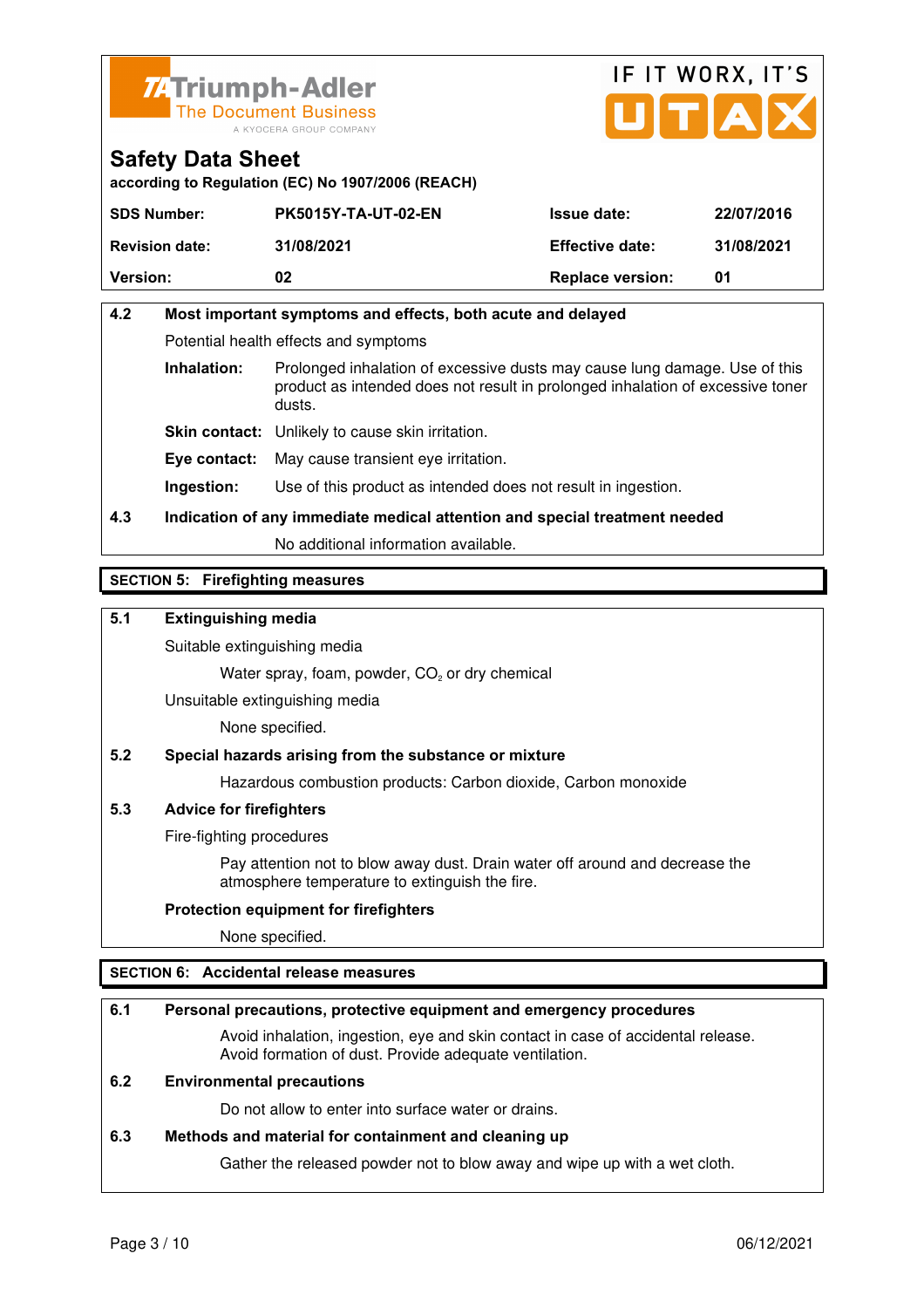Triumph-Adler
The Document Business
A KYOCERA GROUP COMPANY

IF IT WORX, IT'S UTAX

## Safety Data Sheet

**according to Regulation (EC) No 1907/2006 (REACH)**

| **SDS Number:** | **PK5015Y-TA-UT-02-EN** | **Issue date:** | **22/07/2016** |
|---|---|---|---|
| **Revision date:** | **31/08/2021** | **Effective date:** | **31/08/2021** |
| **Version:** | **02** | **Replace version:** | **01** |

**4.2 Most important symptoms and effects, both acute and delayed**

Potential health effects and symptoms

**Inhalation:** Prolonged inhalation of excessive dusts may cause lung damage. Use of this product as intended does not result in prolonged inhalation of excessive toner dusts.

**Skin contact:** Unlikely to cause skin irritation.

**Eye contact:** May cause transient eye irritation.

**Ingestion:** Use of this product as intended does not result in ingestion.

**4.3 Indication of any immediate medical attention and special treatment needed**

No additional information available.

## SECTION 5: Firefighting measures

**5.1 Extinguishing media**

Suitable extinguishing media

Water spray, foam, powder, $CO_2$ or dry chemical

Unsuitable extinguishing media

None specified.

**5.2 Special hazards arising from the substance or mixture**

Hazardous combustion products: Carbon dioxide, Carbon monoxide

**5.3 Advice for firefighters**

Fire-fighting procedures

Pay attention not to blow away dust. Drain water off around and decrease the atmosphere temperature to extinguish the fire.

**Protection equipment for firefighters**

None specified.

## SECTION 6: Accidental release measures

**6.1 Personal precautions, protective equipment and emergency procedures**

Avoid inhalation, ingestion, eye and skin contact in case of accidental release. Avoid formation of dust. Provide adequate ventilation.

**6.2 Environmental precautions**

Do not allow to enter into surface water or drains.

**6.3 Methods and material for containment and cleaning up**

Gather the released powder not to blow away and wipe up with a wet cloth.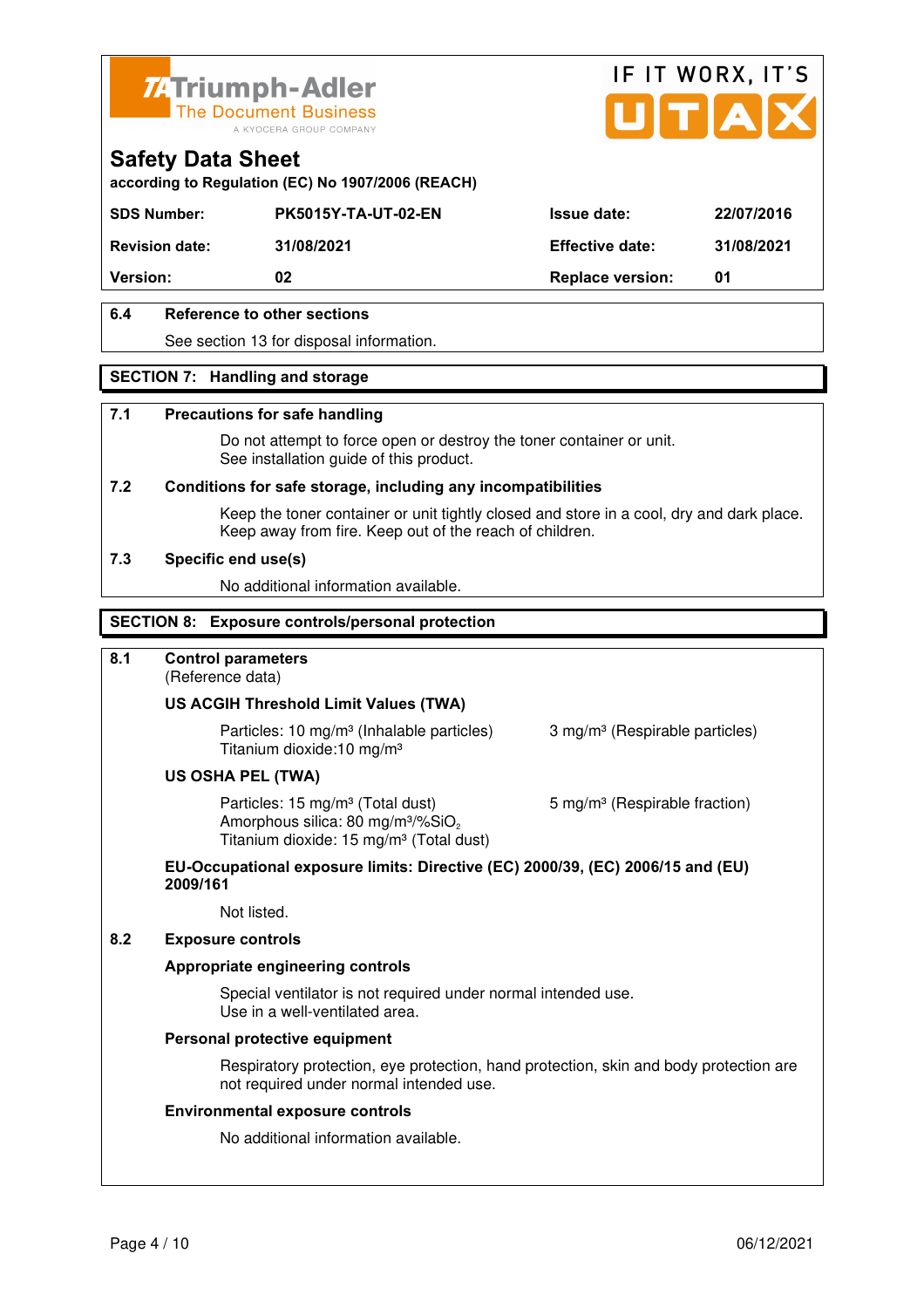# Safety Data Sheet

according to Regulation (EC) No 1907/2006 (REACH)

| SDS Number: | PK5015Y-TA-UT-02-EN | Issue date: | 22/07/2016 |
|---|---|---|---|
| Revision date: | 31/08/2021 | Effective date: | 31/08/2021 |
| Version: | 02 | Replace version: | 01 |

### 6.4 Reference to other sections

See section 13 for disposal information.

## SECTION 7: Handling and storage

### 7.1 Precautions for safe handling

Do not attempt to force open or destroy the toner container or unit.
See installation guide of this product.

### 7.2 Conditions for safe storage, including any incompatibilities

Keep the toner container or unit tightly closed and store in a cool, dry and dark place.
Keep away from fire. Keep out of the reach of children.

### 7.3 Specific end use(s)

No additional information available.

## SECTION 8: Exposure controls/personal protection

### 8.1 Control parameters

(Reference data)

**US ACGIH Threshold Limit Values (TWA)**

Particles: 10 mg/m³ (Inhalable particles) 3 mg/m³ (Respirable particles)
Titanium dioxide:10 mg/m³

**US OSHA PEL (TWA)**

Particles: 15 mg/m³ (Total dust) 5 mg/m³ (Respirable fraction)
Amorphous silica: 80 mg/m³/%$SiO_2$
Titanium dioxide: 15 mg/m³ (Total dust)

**EU-Occupational exposure limits: Directive (EC) 2000/39, (EC) 2006/15 and (EU) 2009/161**

Not listed.

### 8.2 Exposure controls

**Appropriate engineering controls**

Special ventilator is not required under normal intended use.
Use in a well-ventilated area.

**Personal protective equipment**

Respiratory protection, eye protection, hand protection, skin and body protection are not required under normal intended use.

**Environmental exposure controls**

No additional information available.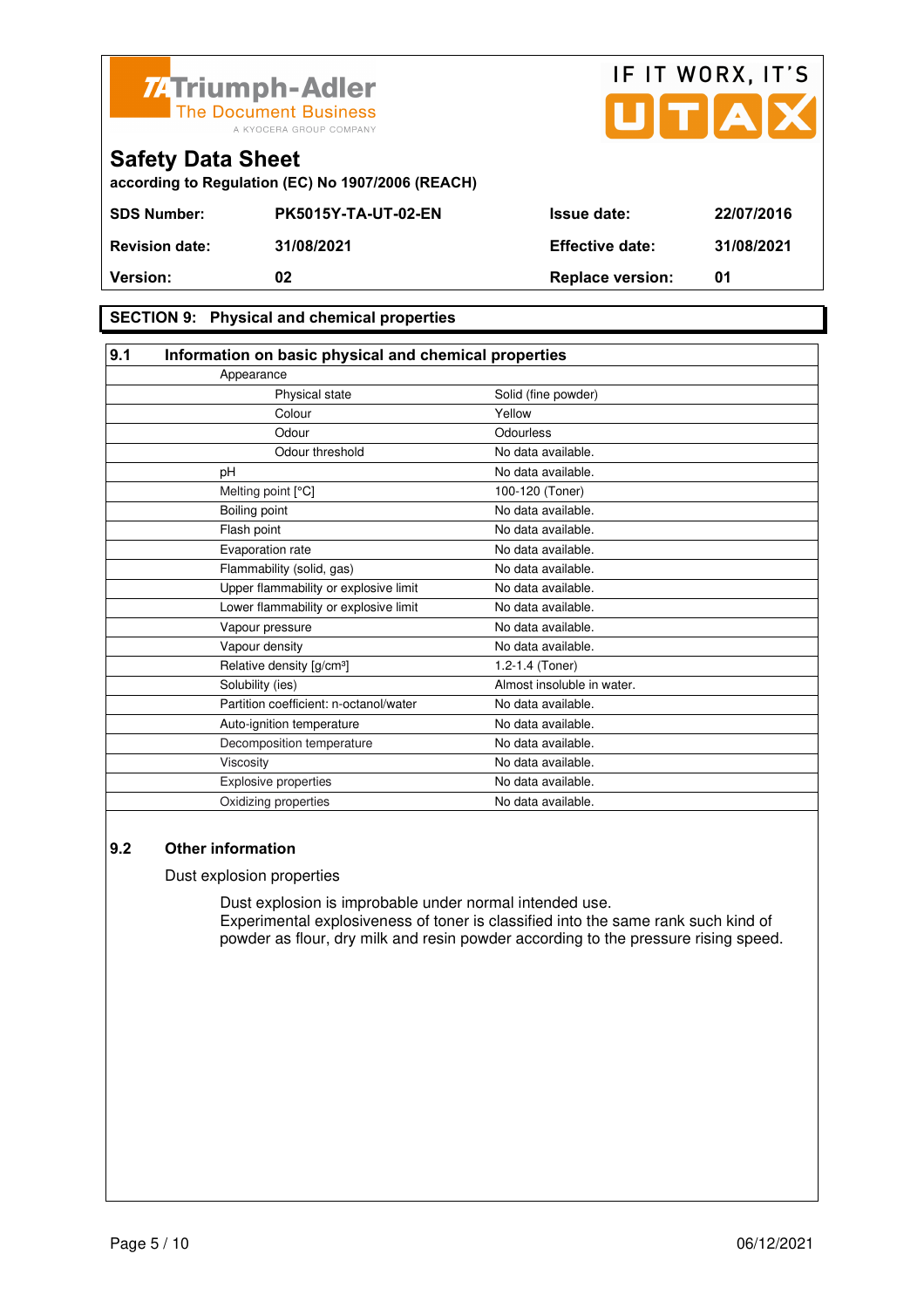Triumph-Adler
The Document Business
A KYOCERA GROUP COMPANY

IF IT WORX, IT'S UTAX

# Safety Data Sheet

**according to Regulation (EC) No 1907/2006 (REACH)**

| | | | |
|---|---|---|---|
| **SDS Number:** | **PK5015Y-TA-UT-02-EN** | **Issue date:** | **22/07/2016** |
| **Revision date:** | **31/08/2021** | **Effective date:** | **31/08/2021** |
| **Version:** | **02** | **Replace version:** | **01** |

## SECTION 9: Physical and chemical properties

### 9.1 Information on basic physical and chemical properties

| Property | Value |
|---|---|
| Appearance | |
| Physical state | Solid (fine powder) |
| Colour | Yellow |
| Odour | Odourless |
| Odour threshold | No data available. |
| pH | No data available. |
| Melting point [°C] | 100-120 (Toner) |
| Boiling point | No data available. |
| Flash point | No data available. |
| Evaporation rate | No data available. |
| Flammability (solid, gas) | No data available. |
| Upper flammability or explosive limit | No data available. |
| Lower flammability or explosive limit | No data available. |
| Vapour pressure | No data available. |
| Vapour density | No data available. |
| Relative density [g/cm³] | 1.2-1.4 (Toner) |
| Solubility (ies) | Almost insoluble in water. |
| Partition coefficient: n-octanol/water | No data available. |
| Auto-ignition temperature | No data available. |
| Decomposition temperature | No data available. |
| Viscosity | No data available. |
| Explosive properties | No data available. |
| Oxidizing properties | No data available. |

### 9.2 Other information

Dust explosion properties

Dust explosion is improbable under normal intended use.
Experimental explosiveness of toner is classified into the same rank such kind of powder as flour, dry milk and resin powder according to the pressure rising speed.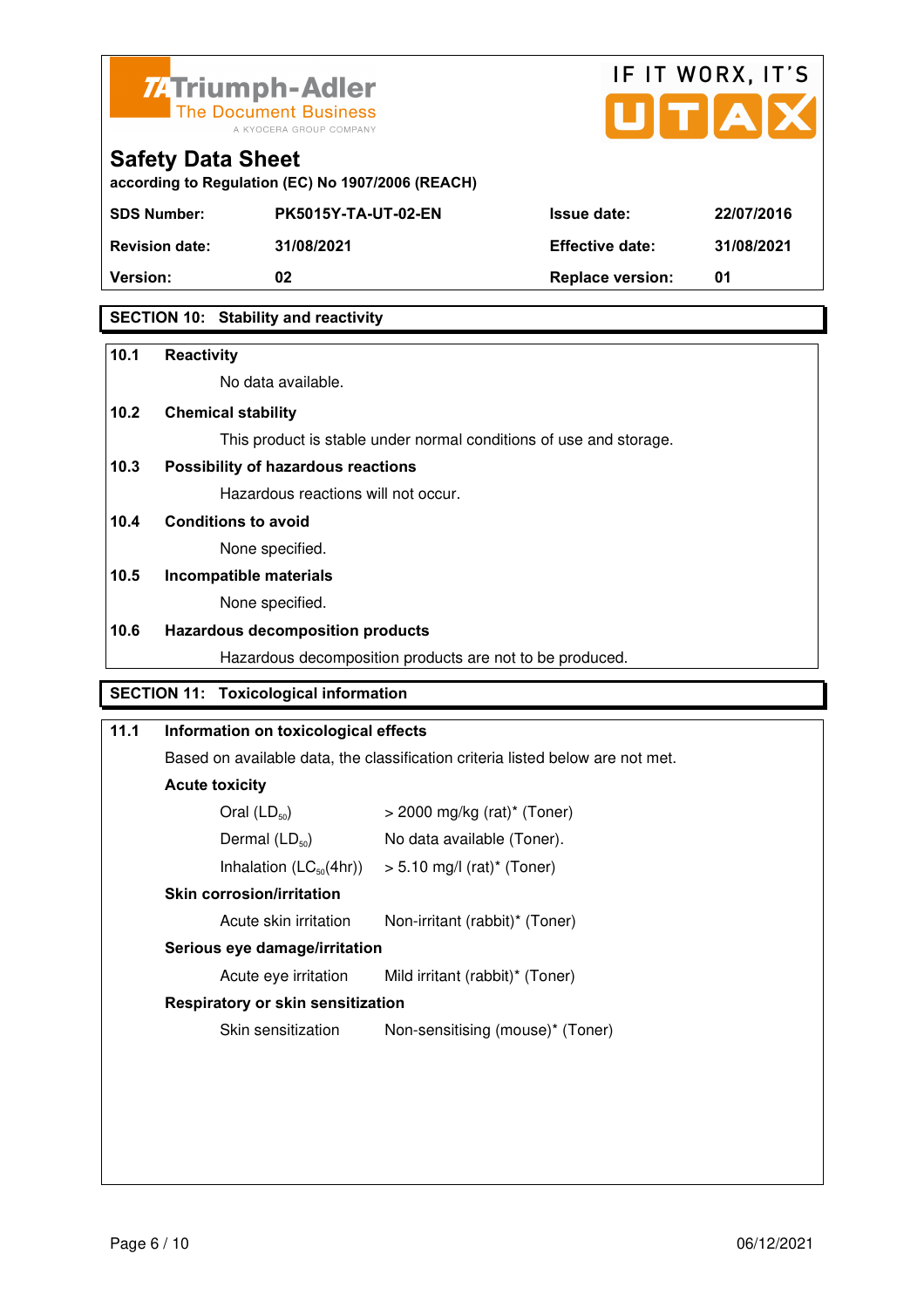Triumph-Adler
The Document Business
A KYOCERA GROUP COMPANY

IF IT WORX, IT'S UTAX

## Safety Data Sheet

**according to Regulation (EC) No 1907/2006 (REACH)**

| **SDS Number:** | **PK5015Y-TA-UT-02-EN** | **Issue date:** | **22/07/2016** |
|---|---|---|---|
| **Revision date:** | **31/08/2021** | **Effective date:** | **31/08/2021** |
| **Version:** | **02** | **Replace version:** | **01** |

## SECTION 10: Stability and reactivity

**10.1 Reactivity**

No data available.

**10.2 Chemical stability**

This product is stable under normal conditions of use and storage.

**10.3 Possibility of hazardous reactions**

Hazardous reactions will not occur.

**10.4 Conditions to avoid**

None specified.

**10.5 Incompatible materials**

None specified.

**10.6 Hazardous decomposition products**

Hazardous decomposition products are not to be produced.

## SECTION 11: Toxicological information

**11.1 Information on toxicological effects**

Based on available data, the classification criteria listed below are not met.

**Acute toxicity**

| | |
|---|---|
| Oral ($LD_{50}$) | > 2000 mg/kg (rat)* (Toner) |
| Dermal ($LD_{50}$) | No data available (Toner). |
| Inhalation ($LC_{50}$(4hr)) | > 5.10 mg/l (rat)* (Toner) |

**Skin corrosion/irritation**

| | |
|---|---|
| Acute skin irritation | Non-irritant (rabbit)* (Toner) |

**Serious eye damage/irritation**

| | |
|---|---|
| Acute eye irritation | Mild irritant (rabbit)* (Toner) |

**Respiratory or skin sensitization**

| | |
|---|---|
| Skin sensitization | Non-sensitising (mouse)* (Toner) |

06/12/2021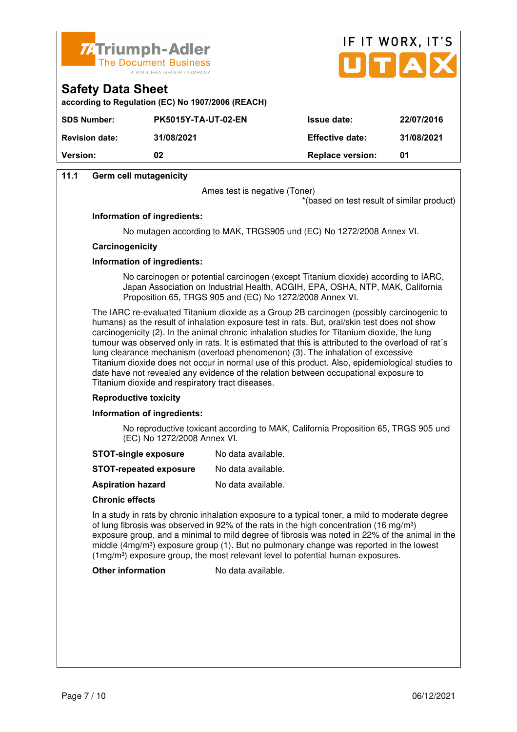| SDS Number: | PK5015Y-TA-UT-02-EN | Issue date: | 22/07/2016 |
|---|---|---|---|
| Revision date: | 31/08/2021 | Effective date: | 31/08/2021 |
| Version: | 02 | Replace version: | 01 |

**11.1 Germ cell mutagenicity**

Ames test is negative (Toner)
*(based on test result of similar product)

**Information of ingredients:**

No mutagen according to MAK, TRGS905 und (EC) No 1272/2008 Annex VI.

**Carcinogenicity**

**Information of ingredients:**

No carcinogen or potential carcinogen (except Titanium dioxide) according to IARC, Japan Association on Industrial Health, ACGIH, EPA, OSHA, NTP, MAK, California Proposition 65, TRGS 905 and (EC) No 1272/2008 Annex VI.

The IARC re-evaluated Titanium dioxide as a Group 2B carcinogen (possibly carcinogenic to humans) as the result of inhalation exposure test in rats. But, oral/skin test does not show carcinogenicity (2). In the animal chronic inhalation studies for Titanium dioxide, the lung tumour was observed only in rats. It is estimated that this is attributed to the overload of rat´s lung clearance mechanism (overload phenomenon) (3). The inhalation of excessive Titanium dioxide does not occur in normal use of this product. Also, epidemiological studies to date have not revealed any evidence of the relation between occupational exposure to Titanium dioxide and respiratory tract diseases.

**Reproductive toxicity**

**Information of ingredients:**

No reproductive toxicant according to MAK, California Proposition 65, TRGS 905 und (EC) No 1272/2008 Annex VI.

**STOT-single exposure** No data available.

**STOT-repeated exposure** No data available.

**Aspiration hazard** No data available.

**Chronic effects**

In a study in rats by chronic inhalation exposure to a typical toner, a mild to moderate degree of lung fibrosis was observed in 92% of the rats in the high concentration (16 $mg/m^3$) exposure group, and a minimal to mild degree of fibrosis was noted in 22% of the animal in the middle (4$mg/m^3$) exposure group (1). But no pulmonary change was reported in the lowest (1$mg/m^3$) exposure group, the most relevant level to potential human exposures.

**Other information** No data available.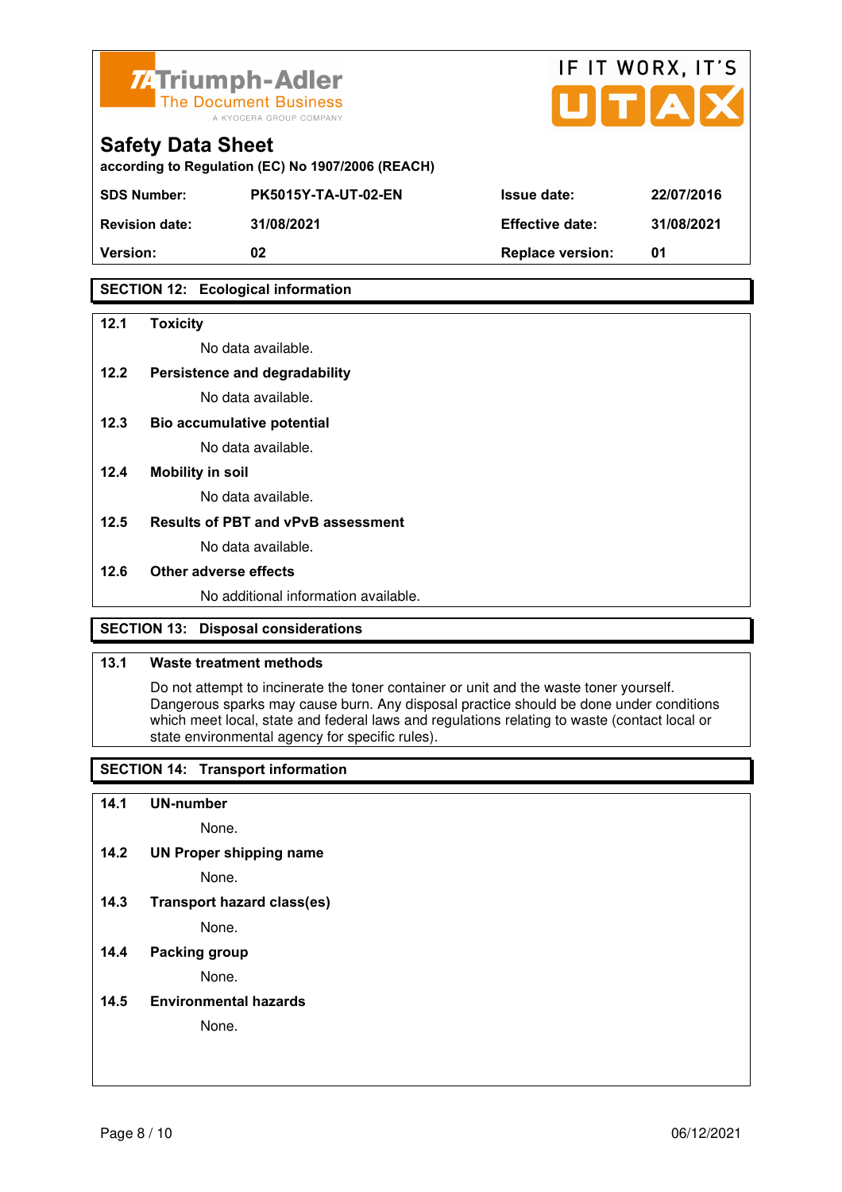## SECTION 12: Ecological information

**12.1 Toxicity**

No data available.

**12.2 Persistence and degradability**

No data available.

**12.3 Bio accumulative potential**

No data available.

**12.4 Mobility in soil**

No data available.

**12.5 Results of PBT and vPvB assessment**

No data available.

**12.6 Other adverse effects**

No additional information available.

## SECTION 13: Disposal considerations

**13.1 Waste treatment methods**

Do not attempt to incinerate the toner container or unit and the waste toner yourself. Dangerous sparks may cause burn. Any disposal practice should be done under conditions which meet local, state and federal laws and regulations relating to waste (contact local or state environmental agency for specific rules).

## SECTION 14: Transport information

**14.1 UN-number**

None.

**14.2 UN Proper shipping name**

None.

**14.3 Transport hazard class(es)**

None.

**14.4 Packing group**

None.

**14.5 Environmental hazards**

None.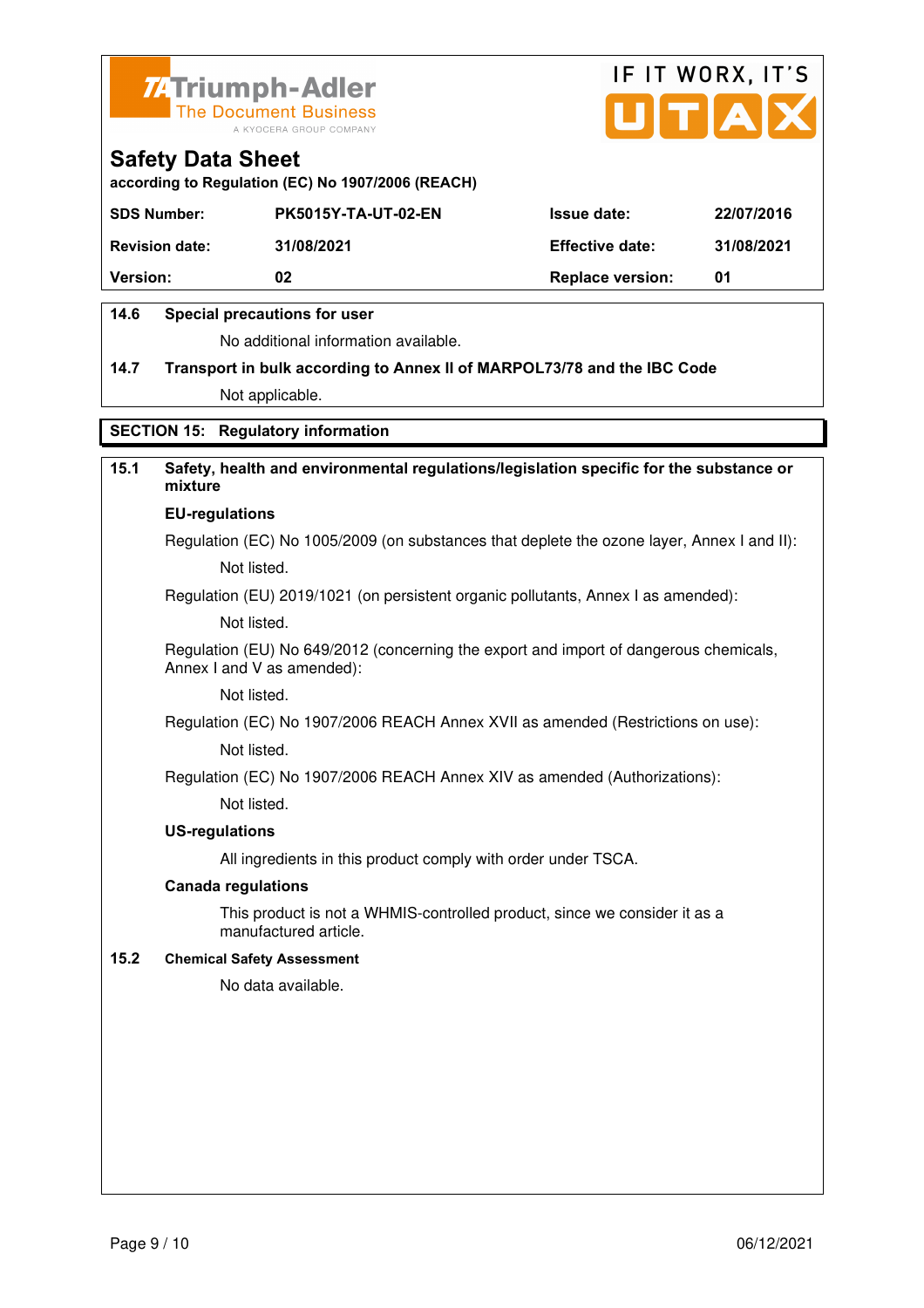**Safety Data Sheet**

**according to Regulation (EC) No 1907/2006 (REACH)**

| **SDS Number:** | **PK5015Y-TA-UT-02-EN** | **Issue date:** | **22/07/2016** |
|---|---|---|---|
| **Revision date:** | **31/08/2021** | **Effective date:** | **31/08/2021** |
| **Version:** | **02** | **Replace version:** | **01** |

**14.6 Special precautions for user**

No additional information available.

**14.7 Transport in bulk according to Annex II of MARPOL73/78 and the IBC Code**

Not applicable.

## SECTION 15: Regulatory information

**15.1 Safety, health and environmental regulations/legislation specific for the substance or mixture**

**EU-regulations**

Regulation (EC) No 1005/2009 (on substances that deplete the ozone layer, Annex I and II):

Not listed.

Regulation (EU) 2019/1021 (on persistent organic pollutants, Annex I as amended):

Not listed.

Regulation (EU) No 649/2012 (concerning the export and import of dangerous chemicals, Annex I and V as amended):

Not listed.

Regulation (EC) No 1907/2006 REACH Annex XVII as amended (Restrictions on use):

Not listed.

Regulation (EC) No 1907/2006 REACH Annex XIV as amended (Authorizations):

Not listed.

**US-regulations**

All ingredients in this product comply with order under TSCA.

**Canada regulations**

This product is not a WHMIS-controlled product, since we consider it as a manufactured article.

**15.2 Chemical Safety Assessment**

No data available.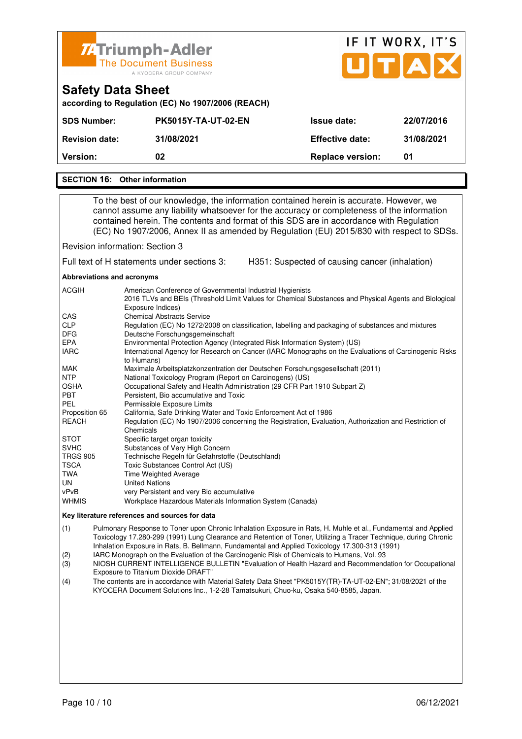**Triumph-Adler** The Document Business — A KYOCERA GROUP COMPANY

IF IT WORX, IT'S UTAX

# Safety Data Sheet

**according to Regulation (EC) No 1907/2006 (REACH)**

| | | | |
|---|---|---|---|
| **SDS Number:** | **PK5015Y-TA-UT-02-EN** | **Issue date:** | **22/07/2016** |
| **Revision date:** | **31/08/2021** | **Effective date:** | **31/08/2021** |
| **Version:** | **02** | **Replace version:** | **01** |

## SECTION 16: Other information

To the best of our knowledge, the information contained herein is accurate. However, we cannot assume any liability whatsoever for the accuracy or completeness of the information contained herein. The contents and format of this SDS are in accordance with Regulation (EC) No 1907/2006, Annex II as amended by Regulation (EU) 2015/830 with respect to SDSs.

Revision information: Section 3

Full text of H statements under sections 3: H351: Suspected of causing cancer (inhalation)

**Abbreviations and acronyms**

| | |
|---|---|
| ACGIH | American Conference of Governmental Industrial Hygienists<br>2016 TLVs and BEIs (Threshold Limit Values for Chemical Substances and Physical Agents and Biological Exposure Indices) |
| CAS | Chemical Abstracts Service |
| CLP | Regulation (EC) No 1272/2008 on classification, labelling and packaging of substances and mixtures |
| DFG | Deutsche Forschungsgemeinschaft |
| EPA | Environmental Protection Agency (Integrated Risk Information System) (US) |
| IARC | International Agency for Research on Cancer (IARC Monographs on the Evaluations of Carcinogenic Risks to Humans) |
| MAK | Maximale Arbeitsplatzkonzentration der Deutschen Forschungsgesellschaft (2011) |
| NTP | National Toxicology Program (Report on Carcinogens) (US) |
| OSHA | Occupational Safety and Health Administration (29 CFR Part 1910 Subpart Z) |
| PBT | Persistent, Bio accumulative and Toxic |
| PEL | Permissible Exposure Limits |
| Proposition 65 | California, Safe Drinking Water and Toxic Enforcement Act of 1986 |
| REACH | Regulation (EC) No 1907/2006 concerning the Registration, Evaluation, Authorization and Restriction of Chemicals |
| STOT | Specific target organ toxicity |
| SVHC | Substances of Very High Concern |
| TRGS 905 | Technische Regeln für Gefahrstoffe (Deutschland) |
| TSCA | Toxic Substances Control Act (US) |
| TWA | Time Weighted Average |
| UN | United Nations |
| vPvB | very Persistent and very Bio accumulative |
| WHMIS | Workplace Hazardous Materials Information System (Canada) |

**Key literature references and sources for data**

(1) Pulmonary Response to Toner upon Chronic Inhalation Exposure in Rats, H. Muhle et al., Fundamental and Applied Toxicology 17.280-299 (1991) Lung Clearance and Retention of Toner, Utilizing a Tracer Technique, during Chronic Inhalation Exposure in Rats, B. Bellmann, Fundamental and Applied Toxicology 17.300-313 (1991)

(2) IARC Monograph on the Evaluation of the Carcinogenic Risk of Chemicals to Humans, Vol. 93

(3) NIOSH CURRENT INTELLIGENCE BULLETIN "Evaluation of Health Hazard and Recommendation for Occupational Exposure to Titanium Dioxide DRAFT"

(4) The contents are in accordance with Material Safety Data Sheet "PK5015Y(TR)-TA-UT-02-EN"; 31/08/2021 of the KYOCERA Document Solutions Inc., 1-2-28 Tamatsukuri, Chuo-ku, Osaka 540-8585, Japan.

06/12/2021